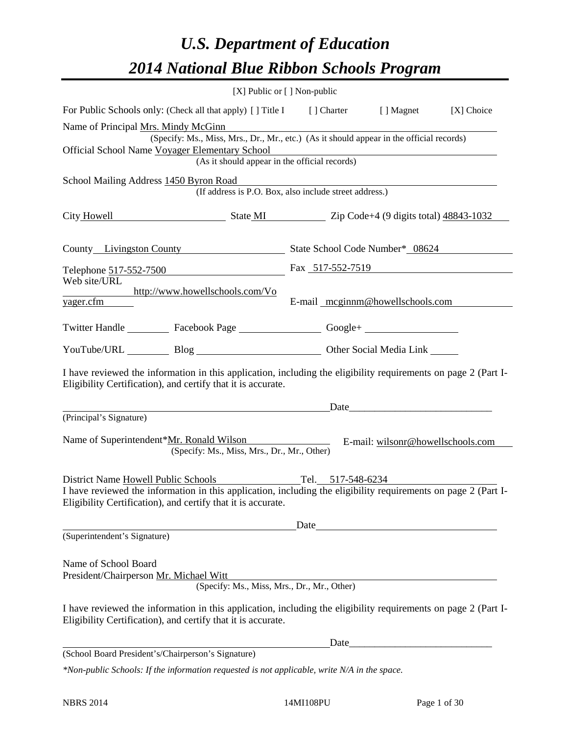# *U.S. Department of Education*

# *2014 National Blue Ribbon Schools Program*

[X] Public or [ ] Non-public

For Public Schools only: (Check all that apply) [ ] Title I [ ] Charter [ ] Magnet [X] Choice

Name of Principal Mrs. Mindy McGinn
(Specify: Ms., Miss, Mrs., Dr., Mr., etc.) (As it should appear in the official records)

Official School Name Voyager Elementary School
(As it should appear in the official records)

School Mailing Address 1450 Byron Road
(If address is P.O. Box, also include street address.)

City Howell State MI Zip Code+4 (9 digits total) 48843-1032

County Livingston County State School Code Number* 08624

Telephone 517-552-7500 Fax 517-552-7519

Web site/URL http://www.howellschools.com/Voyager.cfm E-mail mcginnm@howellschools.com

Twitter Handle ______ Facebook Page ______ Google+ ______

YouTube/URL ______ Blog ______ Other Social Media Link ______

I have reviewed the information in this application, including the eligibility requirements on page 2 (Part I-Eligibility Certification), and certify that it is accurate.

_______________________________ Date_______________________
(Principal's Signature)

Name of Superintendent*Mr. Ronald Wilson E-mail: wilsonr@howellschools.com
(Specify: Ms., Miss, Mrs., Dr., Mr., Other)

District Name Howell Public Schools Tel. 517-548-6234

I have reviewed the information in this application, including the eligibility requirements on page 2 (Part I-Eligibility Certification), and certify that it is accurate.

_______________________________ Date_______________________
(Superintendent's Signature)

Name of School Board
President/Chairperson Mr. Michael Witt
(Specify: Ms., Miss, Mrs., Dr., Mr., Other)

I have reviewed the information in this application, including the eligibility requirements on page 2 (Part I-Eligibility Certification), and certify that it is accurate.

_______________________________ Date_______________________
(School Board President's/Chairperson's Signature)

*\*Non-public Schools: If the information requested is not applicable, write N/A in the space.*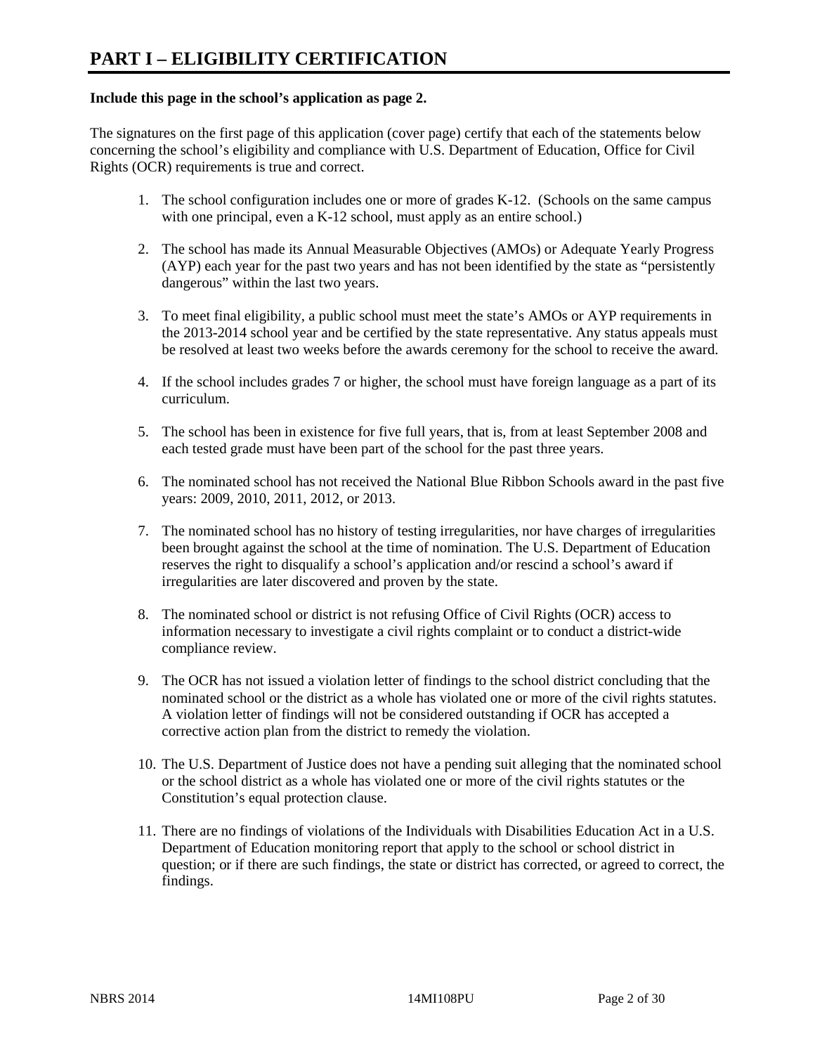# PART I – ELIGIBILITY CERTIFICATION

**Include this page in the school's application as page 2.**

The signatures on the first page of this application (cover page) certify that each of the statements below concerning the school's eligibility and compliance with U.S. Department of Education, Office for Civil Rights (OCR) requirements is true and correct.

1. The school configuration includes one or more of grades K-12. (Schools on the same campus with one principal, even a K-12 school, must apply as an entire school.)
2. The school has made its Annual Measurable Objectives (AMOs) or Adequate Yearly Progress (AYP) each year for the past two years and has not been identified by the state as "persistently dangerous" within the last two years.
3. To meet final eligibility, a public school must meet the state's AMOs or AYP requirements in the 2013-2014 school year and be certified by the state representative. Any status appeals must be resolved at least two weeks before the awards ceremony for the school to receive the award.
4. If the school includes grades 7 or higher, the school must have foreign language as a part of its curriculum.
5. The school has been in existence for five full years, that is, from at least September 2008 and each tested grade must have been part of the school for the past three years.
6. The nominated school has not received the National Blue Ribbon Schools award in the past five years: 2009, 2010, 2011, 2012, or 2013.
7. The nominated school has no history of testing irregularities, nor have charges of irregularities been brought against the school at the time of nomination. The U.S. Department of Education reserves the right to disqualify a school's application and/or rescind a school's award if irregularities are later discovered and proven by the state.
8. The nominated school or district is not refusing Office of Civil Rights (OCR) access to information necessary to investigate a civil rights complaint or to conduct a district-wide compliance review.
9. The OCR has not issued a violation letter of findings to the school district concluding that the nominated school or the district as a whole has violated one or more of the civil rights statutes. A violation letter of findings will not be considered outstanding if OCR has accepted a corrective action plan from the district to remedy the violation.
10. The U.S. Department of Justice does not have a pending suit alleging that the nominated school or the school district as a whole has violated one or more of the civil rights statutes or the Constitution's equal protection clause.
11. There are no findings of violations of the Individuals with Disabilities Education Act in a U.S. Department of Education monitoring report that apply to the school or school district in question; or if there are such findings, the state or district has corrected, or agreed to correct, the findings.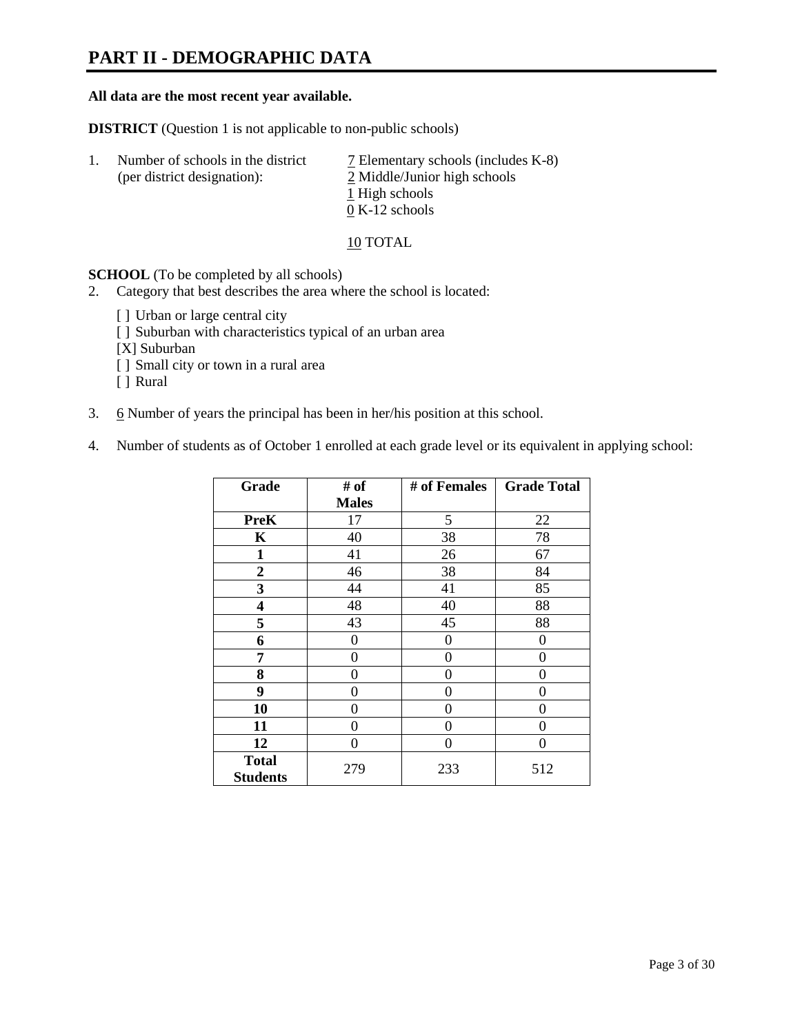# PART II - DEMOGRAPHIC DATA

**All data are the most recent year available.**

**DISTRICT** (Question 1 is not applicable to non-public schools)

1. Number of schools in the district (per district designation):
   - 7 Elementary schools (includes K-8)
   - 2 Middle/Junior high schools
   - 1 High schools
   - 0 K-12 schools

   10 TOTAL

**SCHOOL** (To be completed by all schools)

2. Category that best describes the area where the school is located:

   [ ] Urban or large central city
   [ ] Suburban with characteristics typical of an urban area
   [X] Suburban
   [ ] Small city or town in a rural area
   [ ] Rural

3. 6 Number of years the principal has been in her/his position at this school.

4. Number of students as of October 1 enrolled at each grade level or its equivalent in applying school:

| Grade | # of Males | # of Females | Grade Total |
|---|---|---|---|
| **PreK** | 17 | 5 | 22 |
| **K** | 40 | 38 | 78 |
| **1** | 41 | 26 | 67 |
| **2** | 46 | 38 | 84 |
| **3** | 44 | 41 | 85 |
| **4** | 48 | 40 | 88 |
| **5** | 43 | 45 | 88 |
| **6** | 0 | 0 | 0 |
| **7** | 0 | 0 | 0 |
| **8** | 0 | 0 | 0 |
| **9** | 0 | 0 | 0 |
| **10** | 0 | 0 | 0 |
| **11** | 0 | 0 | 0 |
| **12** | 0 | 0 | 0 |
| **Total Students** | 279 | 233 | 512 |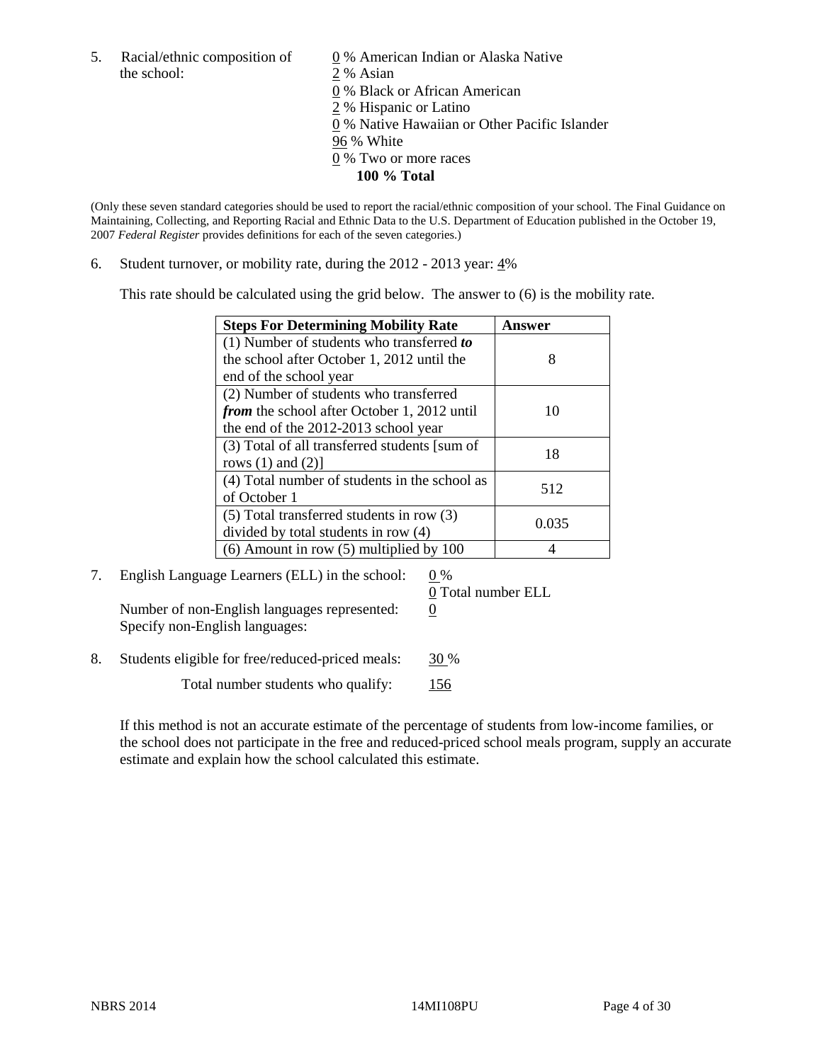5. Racial/ethnic composition of the school:

0 % American Indian or Alaska Native
2 % Asian
0 % Black or African American
2 % Hispanic or Latino
0 % Native Hawaiian or Other Pacific Islander
96 % White
0 % Two or more races
**100 % Total**

(Only these seven standard categories should be used to report the racial/ethnic composition of your school. The Final Guidance on Maintaining, Collecting, and Reporting Racial and Ethnic Data to the U.S. Department of Education published in the October 19, 2007 *Federal Register* provides definitions for each of the seven categories.)

6. Student turnover, or mobility rate, during the 2012 - 2013 year: 4%

This rate should be calculated using the grid below. The answer to (6) is the mobility rate.

| **Steps For Determining Mobility Rate** | **Answer** |
|---|---|
| (1) Number of students who transferred ***to*** the school after October 1, 2012 until the end of the school year | 8 |
| (2) Number of students who transferred ***from*** the school after October 1, 2012 until the end of the 2012-2013 school year | 10 |
| (3) Total of all transferred students [sum of rows (1) and (2)] | 18 |
| (4) Total number of students in the school as of October 1 | 512 |
| (5) Total transferred students in row (3) divided by total students in row (4) | 0.035 |
| (6) Amount in row (5) multiplied by 100 | 4 |

7. English Language Learners (ELL) in the school: 0 %

0 Total number ELL

Number of non-English languages represented: 0

Specify non-English languages:

8. Students eligible for free/reduced-priced meals: 30 %

Total number students who qualify: 156

If this method is not an accurate estimate of the percentage of students from low-income families, or the school does not participate in the free and reduced-priced school meals program, supply an accurate estimate and explain how the school calculated this estimate.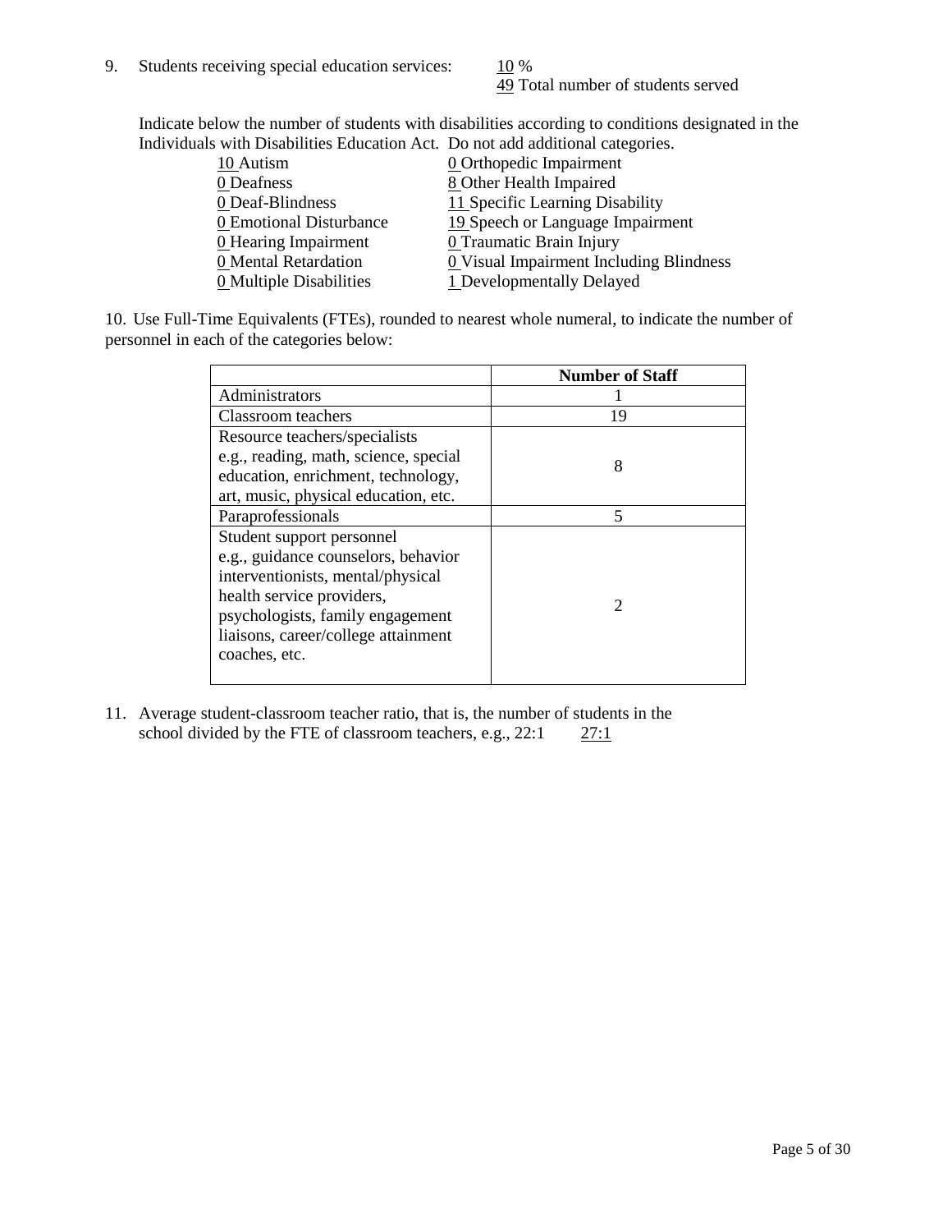9. Students receiving special education services: 10 %
   49 Total number of students served

   Indicate below the number of students with disabilities according to conditions designated in the Individuals with Disabilities Education Act. Do not add additional categories.

| | |
|---|---|
| 10 Autism | 0 Orthopedic Impairment |
| 0 Deafness | 8 Other Health Impaired |
| 0 Deaf-Blindness | 11 Specific Learning Disability |
| 0 Emotional Disturbance | 19 Speech or Language Impairment |
| 0 Hearing Impairment | 0 Traumatic Brain Injury |
| 0 Mental Retardation | 0 Visual Impairment Including Blindness |
| 0 Multiple Disabilities | 1 Developmentally Delayed |

10. Use Full-Time Equivalents (FTEs), rounded to nearest whole numeral, to indicate the number of personnel in each of the categories below:

| | Number of Staff |
|---|---|
| Administrators | 1 |
| Classroom teachers | 19 |
| Resource teachers/specialists e.g., reading, math, science, special education, enrichment, technology, art, music, physical education, etc. | 8 |
| Paraprofessionals | 5 |
| Student support personnel e.g., guidance counselors, behavior interventionists, mental/physical health service providers, psychologists, family engagement liaisons, career/college attainment coaches, etc. | 2 |

11. Average student-classroom teacher ratio, that is, the number of students in the school divided by the FTE of classroom teachers, e.g., 22:1 27:1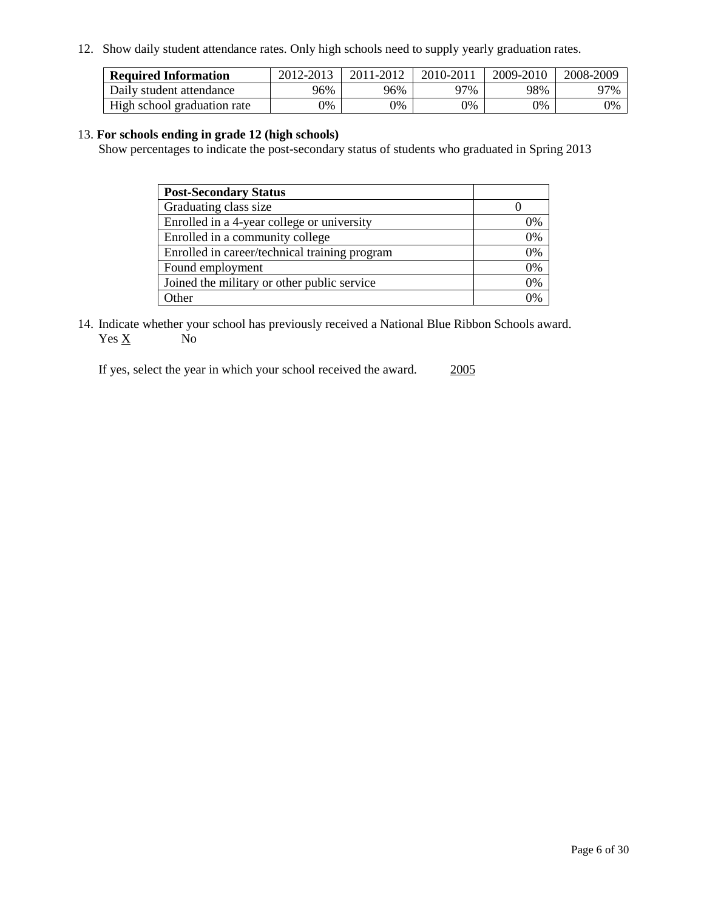12. Show daily student attendance rates. Only high schools need to supply yearly graduation rates.

| **Required Information** | 2012-2013 | 2011-2012 | 2010-2011 | 2009-2010 | 2008-2009 |
| --- | --- | --- | --- | --- | --- |
| Daily student attendance | 96% | 96% | 97% | 98% | 97% |
| High school graduation rate | 0% | 0% | 0% | 0% | 0% |

13. **For schools ending in grade 12 (high schools)**
Show percentages to indicate the post-secondary status of students who graduated in Spring 2013

| **Post-Secondary Status** | |
| --- | --- |
| Graduating class size | 0 |
| Enrolled in a 4-year college or university | 0% |
| Enrolled in a community college | 0% |
| Enrolled in career/technical training program | 0% |
| Found employment | 0% |
| Joined the military or other public service | 0% |
| Other | 0% |

14. Indicate whether your school has previously received a National Blue Ribbon Schools award.
Yes X No

If yes, select the year in which your school received the award. 2005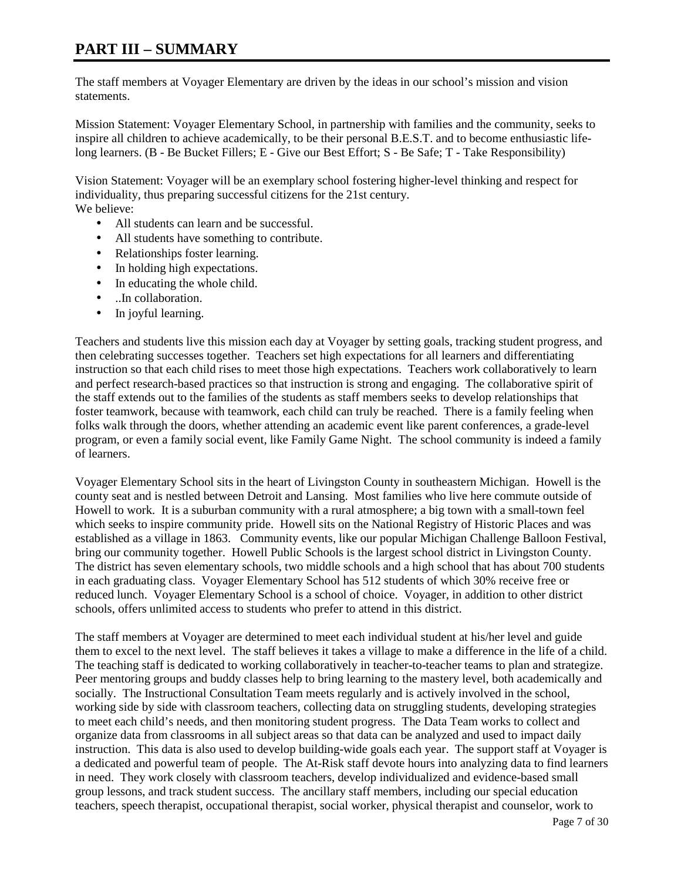# PART III – SUMMARY

The staff members at Voyager Elementary are driven by the ideas in our school's mission and vision statements.

Mission Statement: Voyager Elementary School, in partnership with families and the community, seeks to inspire all children to achieve academically, to be their personal B.E.S.T. and to become enthusiastic life-long learners. (B - Be Bucket Fillers; E - Give our Best Effort; S - Be Safe; T - Take Responsibility)

Vision Statement: Voyager will be an exemplary school fostering higher-level thinking and respect for individuality, thus preparing successful citizens for the 21st century.
We believe:

- All students can learn and be successful.
- All students have something to contribute.
- Relationships foster learning.
- In holding high expectations.
- In educating the whole child.
- ..In collaboration.
- In joyful learning.

Teachers and students live this mission each day at Voyager by setting goals, tracking student progress, and then celebrating successes together. Teachers set high expectations for all learners and differentiating instruction so that each child rises to meet those high expectations. Teachers work collaboratively to learn and perfect research-based practices so that instruction is strong and engaging. The collaborative spirit of the staff extends out to the families of the students as staff members seeks to develop relationships that foster teamwork, because with teamwork, each child can truly be reached. There is a family feeling when folks walk through the doors, whether attending an academic event like parent conferences, a grade-level program, or even a family social event, like Family Game Night. The school community is indeed a family of learners.

Voyager Elementary School sits in the heart of Livingston County in southeastern Michigan. Howell is the county seat and is nestled between Detroit and Lansing. Most families who live here commute outside of Howell to work. It is a suburban community with a rural atmosphere; a big town with a small-town feel which seeks to inspire community pride. Howell sits on the National Registry of Historic Places and was established as a village in 1863. Community events, like our popular Michigan Challenge Balloon Festival, bring our community together. Howell Public Schools is the largest school district in Livingston County. The district has seven elementary schools, two middle schools and a high school that has about 700 students in each graduating class. Voyager Elementary School has 512 students of which 30% receive free or reduced lunch. Voyager Elementary School is a school of choice. Voyager, in addition to other district schools, offers unlimited access to students who prefer to attend in this district.

The staff members at Voyager are determined to meet each individual student at his/her level and guide them to excel to the next level. The staff believes it takes a village to make a difference in the life of a child. The teaching staff is dedicated to working collaboratively in teacher-to-teacher teams to plan and strategize. Peer mentoring groups and buddy classes help to bring learning to the mastery level, both academically and socially. The Instructional Consultation Team meets regularly and is actively involved in the school, working side by side with classroom teachers, collecting data on struggling students, developing strategies to meet each child's needs, and then monitoring student progress. The Data Team works to collect and organize data from classrooms in all subject areas so that data can be analyzed and used to impact daily instruction. This data is also used to develop building-wide goals each year. The support staff at Voyager is a dedicated and powerful team of people. The At-Risk staff devote hours into analyzing data to find learners in need. They work closely with classroom teachers, develop individualized and evidence-based small group lessons, and track student success. The ancillary staff members, including our special education teachers, speech therapist, occupational therapist, social worker, physical therapist and counselor, work to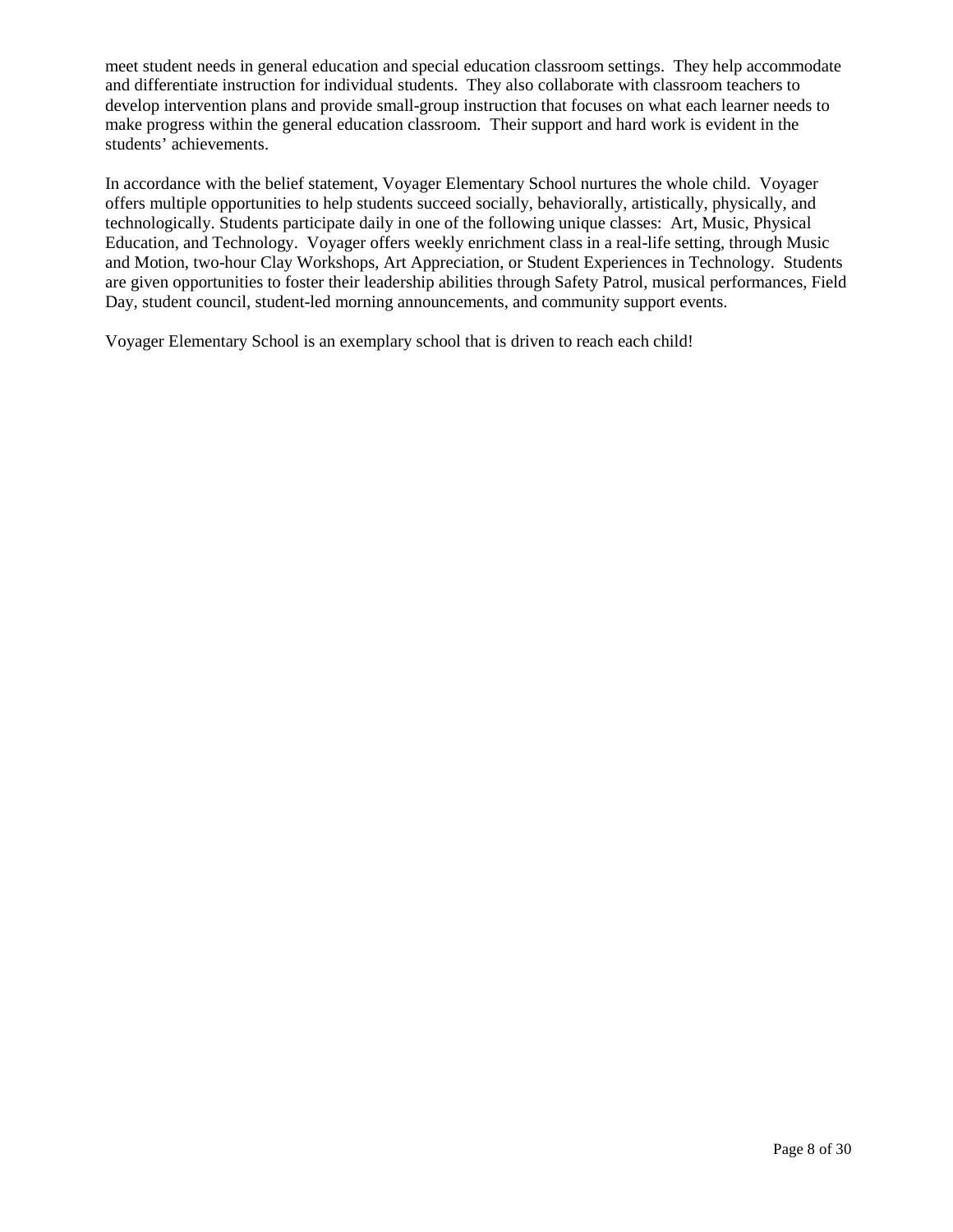meet student needs in general education and special education classroom settings. They help accommodate and differentiate instruction for individual students. They also collaborate with classroom teachers to develop intervention plans and provide small-group instruction that focuses on what each learner needs to make progress within the general education classroom. Their support and hard work is evident in the students' achievements.

In accordance with the belief statement, Voyager Elementary School nurtures the whole child. Voyager offers multiple opportunities to help students succeed socially, behaviorally, artistically, physically, and technologically. Students participate daily in one of the following unique classes: Art, Music, Physical Education, and Technology. Voyager offers weekly enrichment class in a real-life setting, through Music and Motion, two-hour Clay Workshops, Art Appreciation, or Student Experiences in Technology. Students are given opportunities to foster their leadership abilities through Safety Patrol, musical performances, Field Day, student council, student-led morning announcements, and community support events.

Voyager Elementary School is an exemplary school that is driven to reach each child!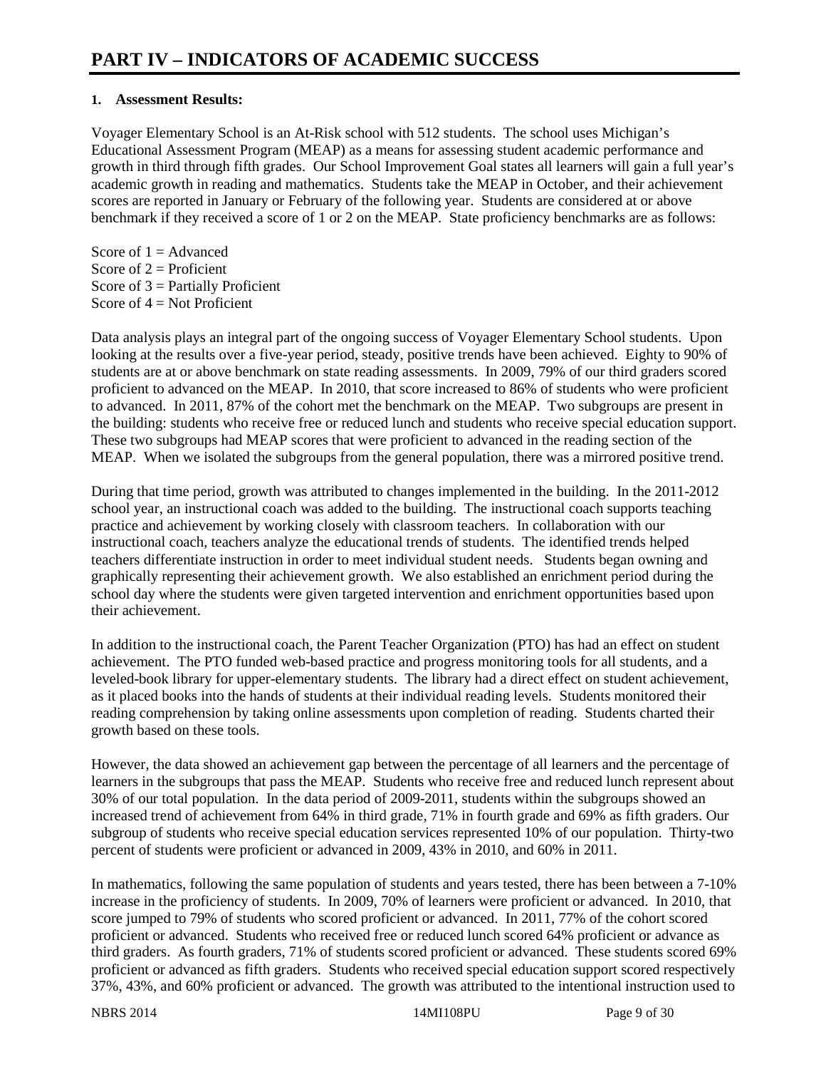# PART IV – INDICATORS OF ACADEMIC SUCCESS

**1. Assessment Results:**

Voyager Elementary School is an At-Risk school with 512 students. The school uses Michigan's Educational Assessment Program (MEAP) as a means for assessing student academic performance and growth in third through fifth grades. Our School Improvement Goal states all learners will gain a full year's academic growth in reading and mathematics. Students take the MEAP in October, and their achievement scores are reported in January or February of the following year. Students are considered at or above benchmark if they received a score of 1 or 2 on the MEAP. State proficiency benchmarks are as follows:

Score of 1 = Advanced
Score of 2 = Proficient
Score of 3 = Partially Proficient
Score of 4 = Not Proficient

Data analysis plays an integral part of the ongoing success of Voyager Elementary School students. Upon looking at the results over a five-year period, steady, positive trends have been achieved. Eighty to 90% of students are at or above benchmark on state reading assessments. In 2009, 79% of our third graders scored proficient to advanced on the MEAP. In 2010, that score increased to 86% of students who were proficient to advanced. In 2011, 87% of the cohort met the benchmark on the MEAP. Two subgroups are present in the building: students who receive free or reduced lunch and students who receive special education support. These two subgroups had MEAP scores that were proficient to advanced in the reading section of the MEAP. When we isolated the subgroups from the general population, there was a mirrored positive trend.

During that time period, growth was attributed to changes implemented in the building. In the 2011-2012 school year, an instructional coach was added to the building. The instructional coach supports teaching practice and achievement by working closely with classroom teachers. In collaboration with our instructional coach, teachers analyze the educational trends of students. The identified trends helped teachers differentiate instruction in order to meet individual student needs. Students began owning and graphically representing their achievement growth. We also established an enrichment period during the school day where the students were given targeted intervention and enrichment opportunities based upon their achievement.

In addition to the instructional coach, the Parent Teacher Organization (PTO) has had an effect on student achievement. The PTO funded web-based practice and progress monitoring tools for all students, and a leveled-book library for upper-elementary students. The library had a direct effect on student achievement, as it placed books into the hands of students at their individual reading levels. Students monitored their reading comprehension by taking online assessments upon completion of reading. Students charted their growth based on these tools.

However, the data showed an achievement gap between the percentage of all learners and the percentage of learners in the subgroups that pass the MEAP. Students who receive free and reduced lunch represent about 30% of our total population. In the data period of 2009-2011, students within the subgroups showed an increased trend of achievement from 64% in third grade, 71% in fourth grade and 69% as fifth graders. Our subgroup of students who receive special education services represented 10% of our population. Thirty-two percent of students were proficient or advanced in 2009, 43% in 2010, and 60% in 2011.

In mathematics, following the same population of students and years tested, there has been between a 7-10% increase in the proficiency of students. In 2009, 70% of learners were proficient or advanced. In 2010, that score jumped to 79% of students who scored proficient or advanced. In 2011, 77% of the cohort scored proficient or advanced. Students who received free or reduced lunch scored 64% proficient or advance as third graders. As fourth graders, 71% of students scored proficient or advanced. These students scored 69% proficient or advanced as fifth graders. Students who received special education support scored respectively 37%, 43%, and 60% proficient or advanced. The growth was attributed to the intentional instruction used to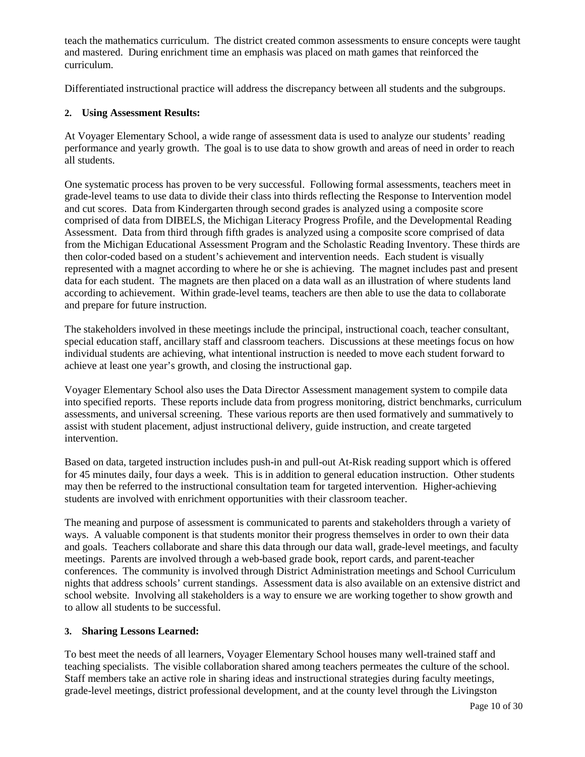teach the mathematics curriculum. The district created common assessments to ensure concepts were taught and mastered. During enrichment time an emphasis was placed on math games that reinforced the curriculum.

Differentiated instructional practice will address the discrepancy between all students and the subgroups.

**2. Using Assessment Results:**

At Voyager Elementary School, a wide range of assessment data is used to analyze our students' reading performance and yearly growth. The goal is to use data to show growth and areas of need in order to reach all students.

One systematic process has proven to be very successful. Following formal assessments, teachers meet in grade-level teams to use data to divide their class into thirds reflecting the Response to Intervention model and cut scores. Data from Kindergarten through second grades is analyzed using a composite score comprised of data from DIBELS, the Michigan Literacy Progress Profile, and the Developmental Reading Assessment. Data from third through fifth grades is analyzed using a composite score comprised of data from the Michigan Educational Assessment Program and the Scholastic Reading Inventory. These thirds are then color-coded based on a student's achievement and intervention needs. Each student is visually represented with a magnet according to where he or she is achieving. The magnet includes past and present data for each student. The magnets are then placed on a data wall as an illustration of where students land according to achievement. Within grade-level teams, teachers are then able to use the data to collaborate and prepare for future instruction.

The stakeholders involved in these meetings include the principal, instructional coach, teacher consultant, special education staff, ancillary staff and classroom teachers. Discussions at these meetings focus on how individual students are achieving, what intentional instruction is needed to move each student forward to achieve at least one year's growth, and closing the instructional gap.

Voyager Elementary School also uses the Data Director Assessment management system to compile data into specified reports. These reports include data from progress monitoring, district benchmarks, curriculum assessments, and universal screening. These various reports are then used formatively and summatively to assist with student placement, adjust instructional delivery, guide instruction, and create targeted intervention.

Based on data, targeted instruction includes push-in and pull-out At-Risk reading support which is offered for 45 minutes daily, four days a week. This is in addition to general education instruction. Other students may then be referred to the instructional consultation team for targeted intervention. Higher-achieving students are involved with enrichment opportunities with their classroom teacher.

The meaning and purpose of assessment is communicated to parents and stakeholders through a variety of ways. A valuable component is that students monitor their progress themselves in order to own their data and goals. Teachers collaborate and share this data through our data wall, grade-level meetings, and faculty meetings. Parents are involved through a web-based grade book, report cards, and parent-teacher conferences. The community is involved through District Administration meetings and School Curriculum nights that address schools' current standings. Assessment data is also available on an extensive district and school website. Involving all stakeholders is a way to ensure we are working together to show growth and to allow all students to be successful.

**3. Sharing Lessons Learned:**

To best meet the needs of all learners, Voyager Elementary School houses many well-trained staff and teaching specialists. The visible collaboration shared among teachers permeates the culture of the school. Staff members take an active role in sharing ideas and instructional strategies during faculty meetings, grade-level meetings, district professional development, and at the county level through the Livingston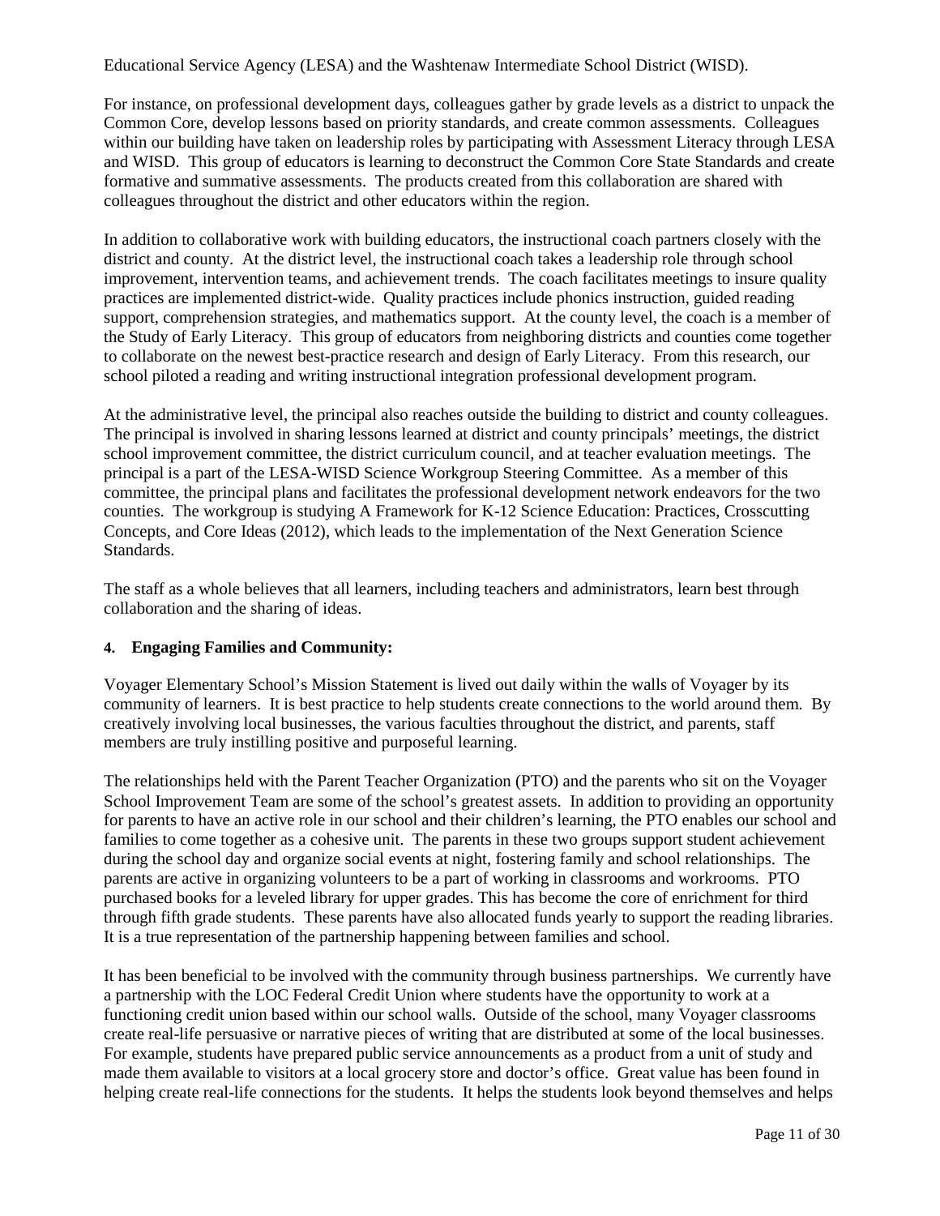Educational Service Agency (LESA) and the Washtenaw Intermediate School District (WISD).

For instance, on professional development days, colleagues gather by grade levels as a district to unpack the Common Core, develop lessons based on priority standards, and create common assessments. Colleagues within our building have taken on leadership roles by participating with Assessment Literacy through LESA and WISD. This group of educators is learning to deconstruct the Common Core State Standards and create formative and summative assessments. The products created from this collaboration are shared with colleagues throughout the district and other educators within the region.

In addition to collaborative work with building educators, the instructional coach partners closely with the district and county. At the district level, the instructional coach takes a leadership role through school improvement, intervention teams, and achievement trends. The coach facilitates meetings to insure quality practices are implemented district-wide. Quality practices include phonics instruction, guided reading support, comprehension strategies, and mathematics support. At the county level, the coach is a member of the Study of Early Literacy. This group of educators from neighboring districts and counties come together to collaborate on the newest best-practice research and design of Early Literacy. From this research, our school piloted a reading and writing instructional integration professional development program.

At the administrative level, the principal also reaches outside the building to district and county colleagues. The principal is involved in sharing lessons learned at district and county principals' meetings, the district school improvement committee, the district curriculum council, and at teacher evaluation meetings. The principal is a part of the LESA-WISD Science Workgroup Steering Committee. As a member of this committee, the principal plans and facilitates the professional development network endeavors for the two counties. The workgroup is studying A Framework for K-12 Science Education: Practices, Crosscutting Concepts, and Core Ideas (2012), which leads to the implementation of the Next Generation Science Standards.

The staff as a whole believes that all learners, including teachers and administrators, learn best through collaboration and the sharing of ideas.

**4. Engaging Families and Community:**

Voyager Elementary School's Mission Statement is lived out daily within the walls of Voyager by its community of learners. It is best practice to help students create connections to the world around them. By creatively involving local businesses, the various faculties throughout the district, and parents, staff members are truly instilling positive and purposeful learning.

The relationships held with the Parent Teacher Organization (PTO) and the parents who sit on the Voyager School Improvement Team are some of the school's greatest assets. In addition to providing an opportunity for parents to have an active role in our school and their children's learning, the PTO enables our school and families to come together as a cohesive unit. The parents in these two groups support student achievement during the school day and organize social events at night, fostering family and school relationships. The parents are active in organizing volunteers to be a part of working in classrooms and workrooms. PTO purchased books for a leveled library for upper grades. This has become the core of enrichment for third through fifth grade students. These parents have also allocated funds yearly to support the reading libraries. It is a true representation of the partnership happening between families and school.

It has been beneficial to be involved with the community through business partnerships. We currently have a partnership with the LOC Federal Credit Union where students have the opportunity to work at a functioning credit union based within our school walls. Outside of the school, many Voyager classrooms create real-life persuasive or narrative pieces of writing that are distributed at some of the local businesses. For example, students have prepared public service announcements as a product from a unit of study and made them available to visitors at a local grocery store and doctor's office. Great value has been found in helping create real-life connections for the students. It helps the students look beyond themselves and helps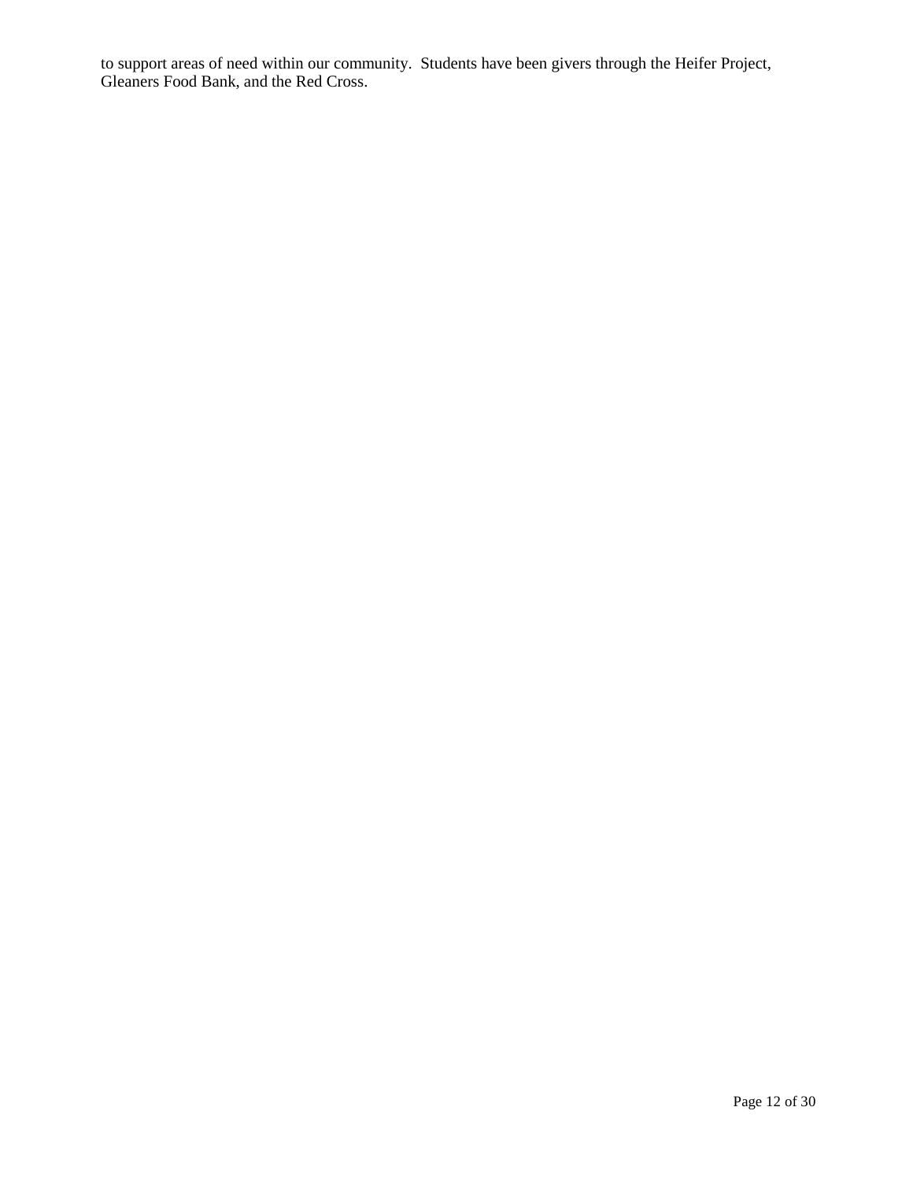to support areas of need within our community. Students have been givers through the Heifer Project, Gleaners Food Bank, and the Red Cross.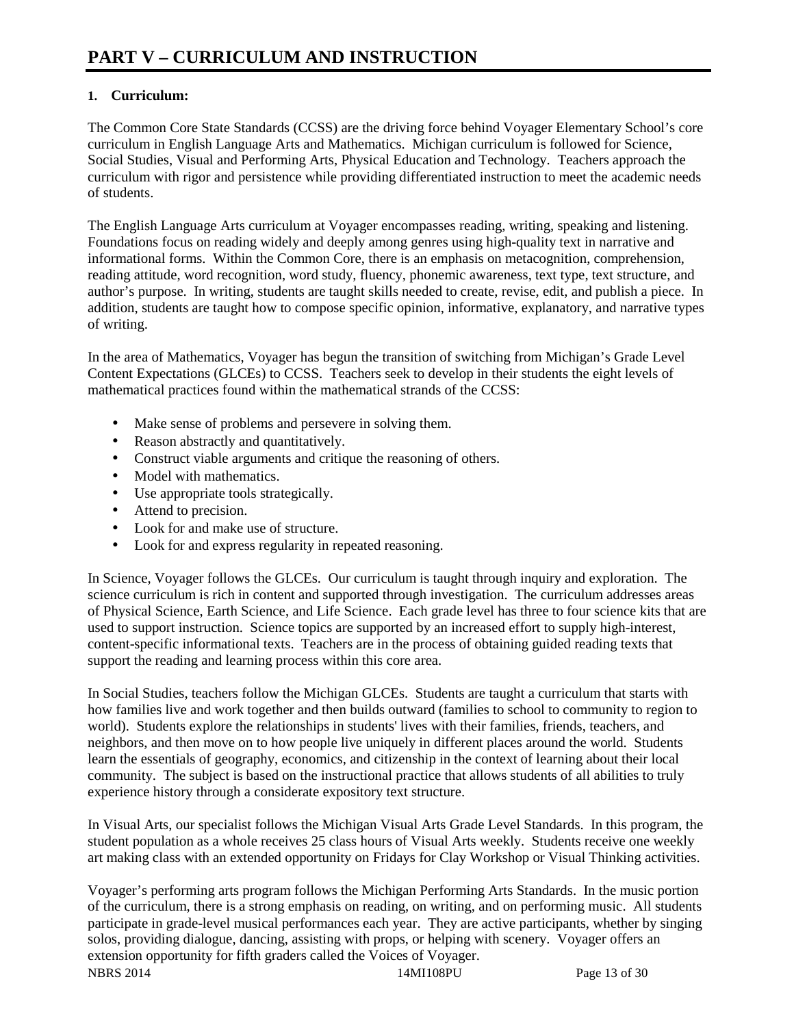# PART V – CURRICULUM AND INSTRUCTION

**1. Curriculum:**

The Common Core State Standards (CCSS) are the driving force behind Voyager Elementary School's core curriculum in English Language Arts and Mathematics. Michigan curriculum is followed for Science, Social Studies, Visual and Performing Arts, Physical Education and Technology. Teachers approach the curriculum with rigor and persistence while providing differentiated instruction to meet the academic needs of students.

The English Language Arts curriculum at Voyager encompasses reading, writing, speaking and listening. Foundations focus on reading widely and deeply among genres using high-quality text in narrative and informational forms. Within the Common Core, there is an emphasis on metacognition, comprehension, reading attitude, word recognition, word study, fluency, phonemic awareness, text type, text structure, and author's purpose. In writing, students are taught skills needed to create, revise, edit, and publish a piece. In addition, students are taught how to compose specific opinion, informative, explanatory, and narrative types of writing.

In the area of Mathematics, Voyager has begun the transition of switching from Michigan's Grade Level Content Expectations (GLCEs) to CCSS. Teachers seek to develop in their students the eight levels of mathematical practices found within the mathematical strands of the CCSS:

- Make sense of problems and persevere in solving them.
- Reason abstractly and quantitatively.
- Construct viable arguments and critique the reasoning of others.
- Model with mathematics.
- Use appropriate tools strategically.
- Attend to precision.
- Look for and make use of structure.
- Look for and express regularity in repeated reasoning.

In Science, Voyager follows the GLCEs. Our curriculum is taught through inquiry and exploration. The science curriculum is rich in content and supported through investigation. The curriculum addresses areas of Physical Science, Earth Science, and Life Science. Each grade level has three to four science kits that are used to support instruction. Science topics are supported by an increased effort to supply high-interest, content-specific informational texts. Teachers are in the process of obtaining guided reading texts that support the reading and learning process within this core area.

In Social Studies, teachers follow the Michigan GLCEs. Students are taught a curriculum that starts with how families live and work together and then builds outward (families to school to community to region to world). Students explore the relationships in students' lives with their families, friends, teachers, and neighbors, and then move on to how people live uniquely in different places around the world. Students learn the essentials of geography, economics, and citizenship in the context of learning about their local community. The subject is based on the instructional practice that allows students of all abilities to truly experience history through a considerate expository text structure.

In Visual Arts, our specialist follows the Michigan Visual Arts Grade Level Standards. In this program, the student population as a whole receives 25 class hours of Visual Arts weekly. Students receive one weekly art making class with an extended opportunity on Fridays for Clay Workshop or Visual Thinking activities.

Voyager's performing arts program follows the Michigan Performing Arts Standards. In the music portion of the curriculum, there is a strong emphasis on reading, on writing, and on performing music. All students participate in grade-level musical performances each year. They are active participants, whether by singing solos, providing dialogue, dancing, assisting with props, or helping with scenery. Voyager offers an extension opportunity for fifth graders called the Voices of Voyager.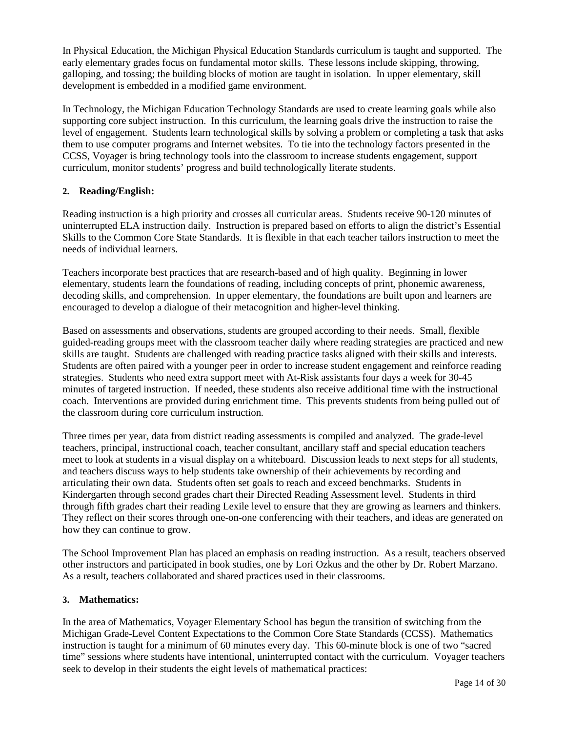In Physical Education, the Michigan Physical Education Standards curriculum is taught and supported. The early elementary grades focus on fundamental motor skills. These lessons include skipping, throwing, galloping, and tossing; the building blocks of motion are taught in isolation. In upper elementary, skill development is embedded in a modified game environment.

In Technology, the Michigan Education Technology Standards are used to create learning goals while also supporting core subject instruction. In this curriculum, the learning goals drive the instruction to raise the level of engagement. Students learn technological skills by solving a problem or completing a task that asks them to use computer programs and Internet websites. To tie into the technology factors presented in the CCSS, Voyager is bring technology tools into the classroom to increase students engagement, support curriculum, monitor students' progress and build technologically literate students.

## 2. Reading/English:

Reading instruction is a high priority and crosses all curricular areas. Students receive 90-120 minutes of uninterrupted ELA instruction daily. Instruction is prepared based on efforts to align the district's Essential Skills to the Common Core State Standards. It is flexible in that each teacher tailors instruction to meet the needs of individual learners.

Teachers incorporate best practices that are research-based and of high quality. Beginning in lower elementary, students learn the foundations of reading, including concepts of print, phonemic awareness, decoding skills, and comprehension. In upper elementary, the foundations are built upon and learners are encouraged to develop a dialogue of their metacognition and higher-level thinking.

Based on assessments and observations, students are grouped according to their needs. Small, flexible guided-reading groups meet with the classroom teacher daily where reading strategies are practiced and new skills are taught. Students are challenged with reading practice tasks aligned with their skills and interests. Students are often paired with a younger peer in order to increase student engagement and reinforce reading strategies. Students who need extra support meet with At-Risk assistants four days a week for 30-45 minutes of targeted instruction. If needed, these students also receive additional time with the instructional coach. Interventions are provided during enrichment time. This prevents students from being pulled out of the classroom during core curriculum instruction.

Three times per year, data from district reading assessments is compiled and analyzed. The grade-level teachers, principal, instructional coach, teacher consultant, ancillary staff and special education teachers meet to look at students in a visual display on a whiteboard. Discussion leads to next steps for all students, and teachers discuss ways to help students take ownership of their achievements by recording and articulating their own data. Students often set goals to reach and exceed benchmarks. Students in Kindergarten through second grades chart their Directed Reading Assessment level. Students in third through fifth grades chart their reading Lexile level to ensure that they are growing as learners and thinkers. They reflect on their scores through one-on-one conferencing with their teachers, and ideas are generated on how they can continue to grow.

The School Improvement Plan has placed an emphasis on reading instruction. As a result, teachers observed other instructors and participated in book studies, one by Lori Ozkus and the other by Dr. Robert Marzano. As a result, teachers collaborated and shared practices used in their classrooms.

## 3. Mathematics:

In the area of Mathematics, Voyager Elementary School has begun the transition of switching from the Michigan Grade-Level Content Expectations to the Common Core State Standards (CCSS). Mathematics instruction is taught for a minimum of 60 minutes every day. This 60-minute block is one of two "sacred time" sessions where students have intentional, uninterrupted contact with the curriculum. Voyager teachers seek to develop in their students the eight levels of mathematical practices: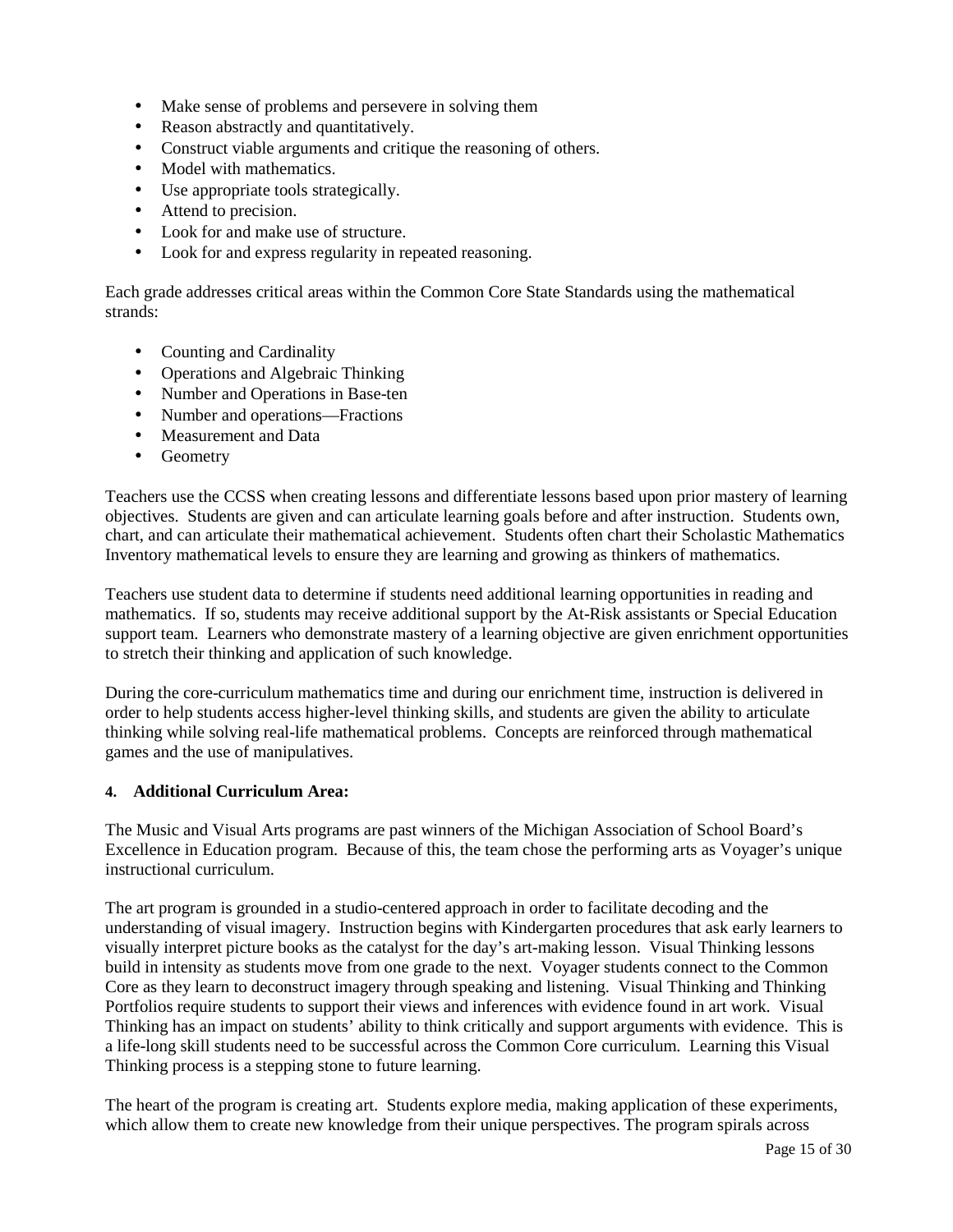- Make sense of problems and persevere in solving them
- Reason abstractly and quantitatively.
- Construct viable arguments and critique the reasoning of others.
- Model with mathematics.
- Use appropriate tools strategically.
- Attend to precision.
- Look for and make use of structure.
- Look for and express regularity in repeated reasoning.

Each grade addresses critical areas within the Common Core State Standards using the mathematical strands:

- Counting and Cardinality
- Operations and Algebraic Thinking
- Number and Operations in Base-ten
- Number and operations—Fractions
- Measurement and Data
- Geometry

Teachers use the CCSS when creating lessons and differentiate lessons based upon prior mastery of learning objectives. Students are given and can articulate learning goals before and after instruction. Students own, chart, and can articulate their mathematical achievement. Students often chart their Scholastic Mathematics Inventory mathematical levels to ensure they are learning and growing as thinkers of mathematics.

Teachers use student data to determine if students need additional learning opportunities in reading and mathematics. If so, students may receive additional support by the At-Risk assistants or Special Education support team. Learners who demonstrate mastery of a learning objective are given enrichment opportunities to stretch their thinking and application of such knowledge.

During the core-curriculum mathematics time and during our enrichment time, instruction is delivered in order to help students access higher-level thinking skills, and students are given the ability to articulate thinking while solving real-life mathematical problems. Concepts are reinforced through mathematical games and the use of manipulatives.

**4. Additional Curriculum Area:**

The Music and Visual Arts programs are past winners of the Michigan Association of School Board's Excellence in Education program. Because of this, the team chose the performing arts as Voyager's unique instructional curriculum.

The art program is grounded in a studio-centered approach in order to facilitate decoding and the understanding of visual imagery. Instruction begins with Kindergarten procedures that ask early learners to visually interpret picture books as the catalyst for the day's art-making lesson. Visual Thinking lessons build in intensity as students move from one grade to the next. Voyager students connect to the Common Core as they learn to deconstruct imagery through speaking and listening. Visual Thinking and Thinking Portfolios require students to support their views and inferences with evidence found in art work. Visual Thinking has an impact on students' ability to think critically and support arguments with evidence. This is a life-long skill students need to be successful across the Common Core curriculum. Learning this Visual Thinking process is a stepping stone to future learning.

The heart of the program is creating art. Students explore media, making application of these experiments, which allow them to create new knowledge from their unique perspectives. The program spirals across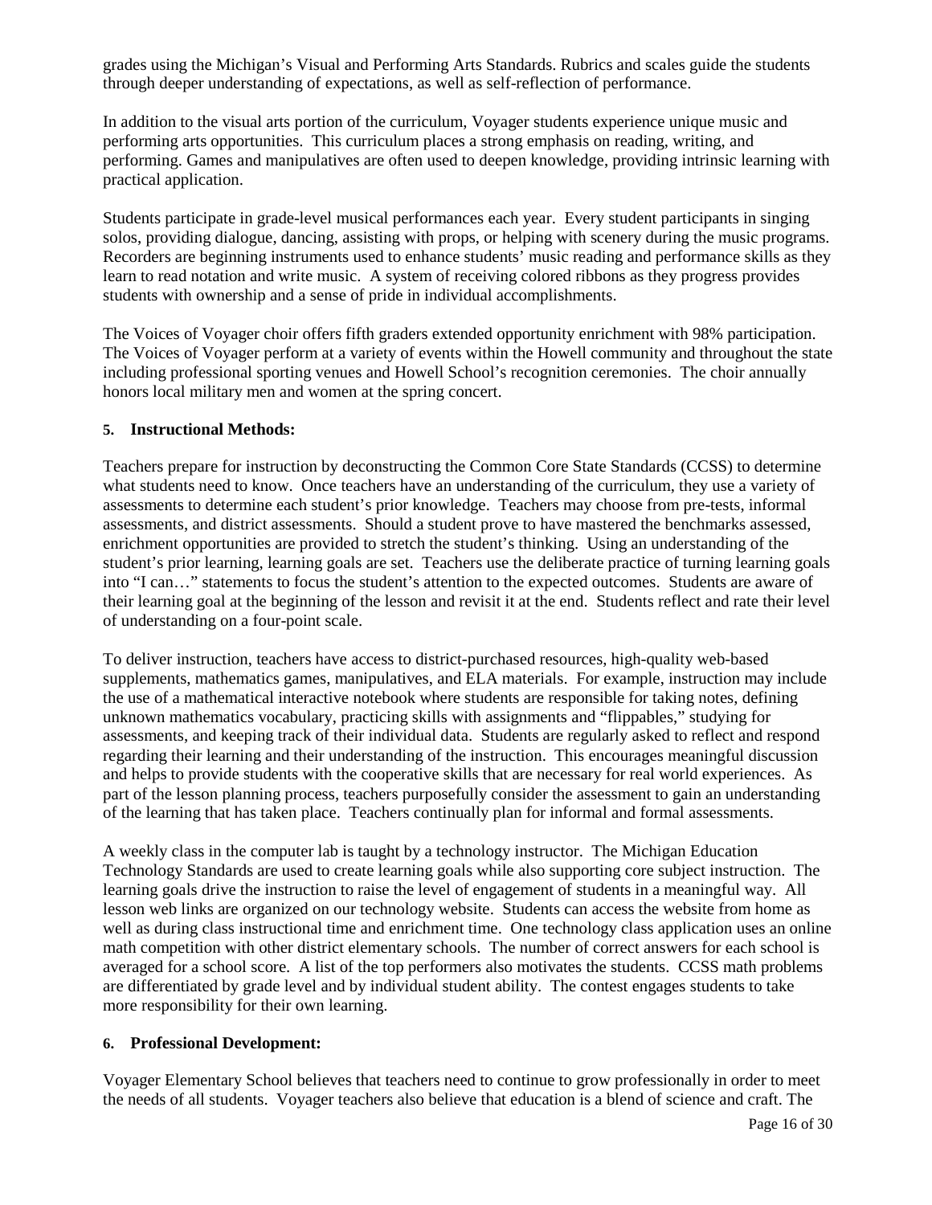grades using the Michigan's Visual and Performing Arts Standards. Rubrics and scales guide the students through deeper understanding of expectations, as well as self-reflection of performance.

In addition to the visual arts portion of the curriculum, Voyager students experience unique music and performing arts opportunities. This curriculum places a strong emphasis on reading, writing, and performing. Games and manipulatives are often used to deepen knowledge, providing intrinsic learning with practical application.

Students participate in grade-level musical performances each year. Every student participants in singing solos, providing dialogue, dancing, assisting with props, or helping with scenery during the music programs. Recorders are beginning instruments used to enhance students' music reading and performance skills as they learn to read notation and write music. A system of receiving colored ribbons as they progress provides students with ownership and a sense of pride in individual accomplishments.

The Voices of Voyager choir offers fifth graders extended opportunity enrichment with 98% participation. The Voices of Voyager perform at a variety of events within the Howell community and throughout the state including professional sporting venues and Howell School's recognition ceremonies. The choir annually honors local military men and women at the spring concert.

**5. Instructional Methods:**

Teachers prepare for instruction by deconstructing the Common Core State Standards (CCSS) to determine what students need to know. Once teachers have an understanding of the curriculum, they use a variety of assessments to determine each student's prior knowledge. Teachers may choose from pre-tests, informal assessments, and district assessments. Should a student prove to have mastered the benchmarks assessed, enrichment opportunities are provided to stretch the student's thinking. Using an understanding of the student's prior learning, learning goals are set. Teachers use the deliberate practice of turning learning goals into "I can…" statements to focus the student's attention to the expected outcomes. Students are aware of their learning goal at the beginning of the lesson and revisit it at the end. Students reflect and rate their level of understanding on a four-point scale.

To deliver instruction, teachers have access to district-purchased resources, high-quality web-based supplements, mathematics games, manipulatives, and ELA materials. For example, instruction may include the use of a mathematical interactive notebook where students are responsible for taking notes, defining unknown mathematics vocabulary, practicing skills with assignments and "flippables," studying for assessments, and keeping track of their individual data. Students are regularly asked to reflect and respond regarding their learning and their understanding of the instruction. This encourages meaningful discussion and helps to provide students with the cooperative skills that are necessary for real world experiences. As part of the lesson planning process, teachers purposefully consider the assessment to gain an understanding of the learning that has taken place. Teachers continually plan for informal and formal assessments.

A weekly class in the computer lab is taught by a technology instructor. The Michigan Education Technology Standards are used to create learning goals while also supporting core subject instruction. The learning goals drive the instruction to raise the level of engagement of students in a meaningful way. All lesson web links are organized on our technology website. Students can access the website from home as well as during class instructional time and enrichment time. One technology class application uses an online math competition with other district elementary schools. The number of correct answers for each school is averaged for a school score. A list of the top performers also motivates the students. CCSS math problems are differentiated by grade level and by individual student ability. The contest engages students to take more responsibility for their own learning.

**6. Professional Development:**

Voyager Elementary School believes that teachers need to continue to grow professionally in order to meet the needs of all students. Voyager teachers also believe that education is a blend of science and craft. The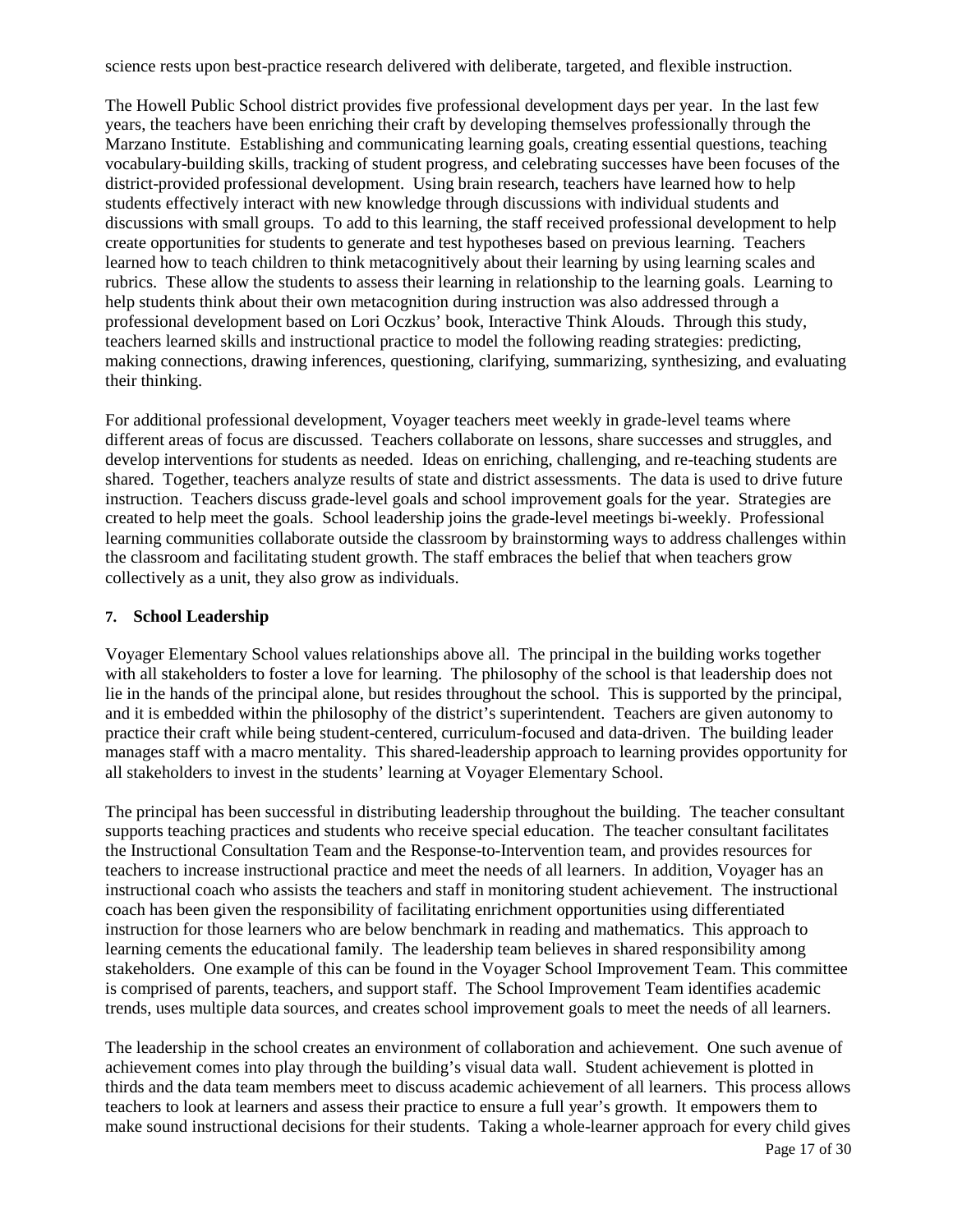science rests upon best-practice research delivered with deliberate, targeted, and flexible instruction.

The Howell Public School district provides five professional development days per year. In the last few years, the teachers have been enriching their craft by developing themselves professionally through the Marzano Institute. Establishing and communicating learning goals, creating essential questions, teaching vocabulary-building skills, tracking of student progress, and celebrating successes have been focuses of the district-provided professional development. Using brain research, teachers have learned how to help students effectively interact with new knowledge through discussions with individual students and discussions with small groups. To add to this learning, the staff received professional development to help create opportunities for students to generate and test hypotheses based on previous learning. Teachers learned how to teach children to think metacognitively about their learning by using learning scales and rubrics. These allow the students to assess their learning in relationship to the learning goals. Learning to help students think about their own metacognition during instruction was also addressed through a professional development based on Lori Oczkus' book, Interactive Think Alouds. Through this study, teachers learned skills and instructional practice to model the following reading strategies: predicting, making connections, drawing inferences, questioning, clarifying, summarizing, synthesizing, and evaluating their thinking.

For additional professional development, Voyager teachers meet weekly in grade-level teams where different areas of focus are discussed. Teachers collaborate on lessons, share successes and struggles, and develop interventions for students as needed. Ideas on enriching, challenging, and re-teaching students are shared. Together, teachers analyze results of state and district assessments. The data is used to drive future instruction. Teachers discuss grade-level goals and school improvement goals for the year. Strategies are created to help meet the goals. School leadership joins the grade-level meetings bi-weekly. Professional learning communities collaborate outside the classroom by brainstorming ways to address challenges within the classroom and facilitating student growth. The staff embraces the belief that when teachers grow collectively as a unit, they also grow as individuals.

**7. School Leadership**

Voyager Elementary School values relationships above all. The principal in the building works together with all stakeholders to foster a love for learning. The philosophy of the school is that leadership does not lie in the hands of the principal alone, but resides throughout the school. This is supported by the principal, and it is embedded within the philosophy of the district's superintendent. Teachers are given autonomy to practice their craft while being student-centered, curriculum-focused and data-driven. The building leader manages staff with a macro mentality. This shared-leadership approach to learning provides opportunity for all stakeholders to invest in the students' learning at Voyager Elementary School.

The principal has been successful in distributing leadership throughout the building. The teacher consultant supports teaching practices and students who receive special education. The teacher consultant facilitates the Instructional Consultation Team and the Response-to-Intervention team, and provides resources for teachers to increase instructional practice and meet the needs of all learners. In addition, Voyager has an instructional coach who assists the teachers and staff in monitoring student achievement. The instructional coach has been given the responsibility of facilitating enrichment opportunities using differentiated instruction for those learners who are below benchmark in reading and mathematics. This approach to learning cements the educational family. The leadership team believes in shared responsibility among stakeholders. One example of this can be found in the Voyager School Improvement Team. This committee is comprised of parents, teachers, and support staff. The School Improvement Team identifies academic trends, uses multiple data sources, and creates school improvement goals to meet the needs of all learners.

The leadership in the school creates an environment of collaboration and achievement. One such avenue of achievement comes into play through the building's visual data wall. Student achievement is plotted in thirds and the data team members meet to discuss academic achievement of all learners. This process allows teachers to look at learners and assess their practice to ensure a full year's growth. It empowers them to make sound instructional decisions for their students. Taking a whole-learner approach for every child gives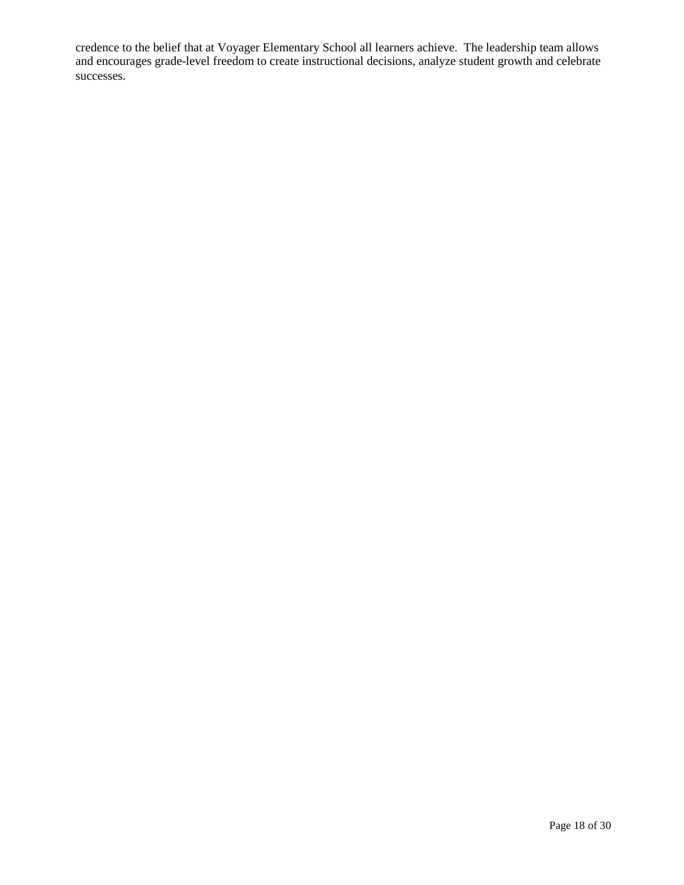credence to the belief that at Voyager Elementary School all learners achieve. The leadership team allows and encourages grade-level freedom to create instructional decisions, analyze student growth and celebrate successes.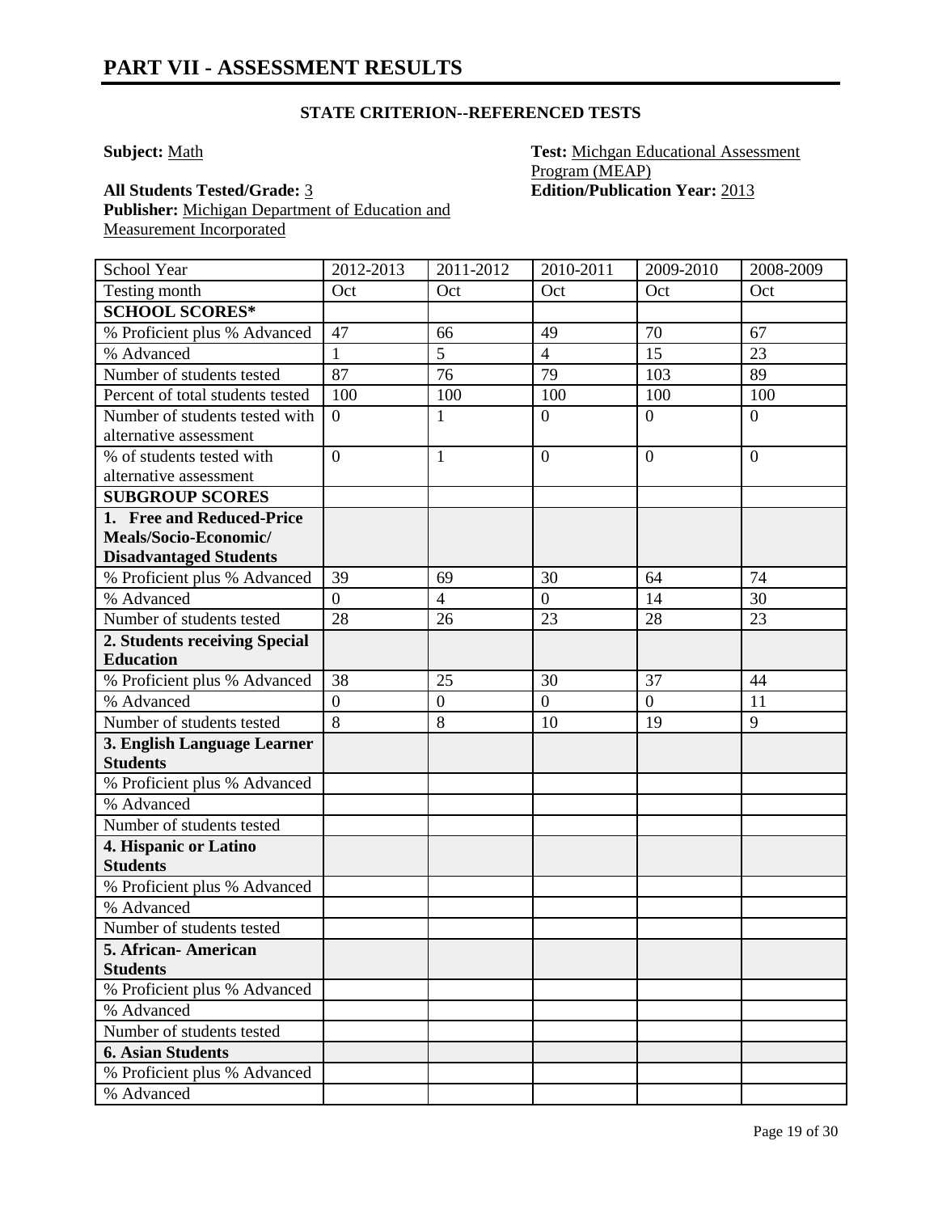# PART VII - ASSESSMENT RESULTS

**STATE CRITERION--REFERENCED TESTS**

**Subject:** Math

**Test:** Michgan Educational Assessment Program (MEAP)

**All Students Tested/Grade:** 3

**Edition/Publication Year:** 2013

**Publisher:** Michigan Department of Education and Measurement Incorporated

| School Year | 2012-2013 | 2011-2012 | 2010-2011 | 2009-2010 | 2008-2009 |
|---|---|---|---|---|---|
| Testing month | Oct | Oct | Oct | Oct | Oct |
| **SCHOOL SCORES*** | | | | | |
| % Proficient plus % Advanced | 47 | 66 | 49 | 70 | 67 |
| % Advanced | 1 | 5 | 4 | 15 | 23 |
| Number of students tested | 87 | 76 | 79 | 103 | 89 |
| Percent of total students tested | 100 | 100 | 100 | 100 | 100 |
| Number of students tested with alternative assessment | 0 | 1 | 0 | 0 | 0 |
| % of students tested with alternative assessment | 0 | 1 | 0 | 0 | 0 |
| **SUBGROUP SCORES** | | | | | |
| **1. Free and Reduced-Price Meals/Socio-Economic/ Disadvantaged Students** | | | | | |
| % Proficient plus % Advanced | 39 | 69 | 30 | 64 | 74 |
| % Advanced | 0 | 4 | 0 | 14 | 30 |
| Number of students tested | 28 | 26 | 23 | 28 | 23 |
| **2. Students receiving Special Education** | | | | | |
| % Proficient plus % Advanced | 38 | 25 | 30 | 37 | 44 |
| % Advanced | 0 | 0 | 0 | 0 | 11 |
| Number of students tested | 8 | 8 | 10 | 19 | 9 |
| **3. English Language Learner Students** | | | | | |
| % Proficient plus % Advanced | | | | | |
| % Advanced | | | | | |
| Number of students tested | | | | | |
| **4. Hispanic or Latino Students** | | | | | |
| % Proficient plus % Advanced | | | | | |
| % Advanced | | | | | |
| Number of students tested | | | | | |
| **5. African- American Students** | | | | | |
| % Proficient plus % Advanced | | | | | |
| % Advanced | | | | | |
| Number of students tested | | | | | |
| **6. Asian Students** | | | | | |
| % Proficient plus % Advanced | | | | | |
| % Advanced | | | | | |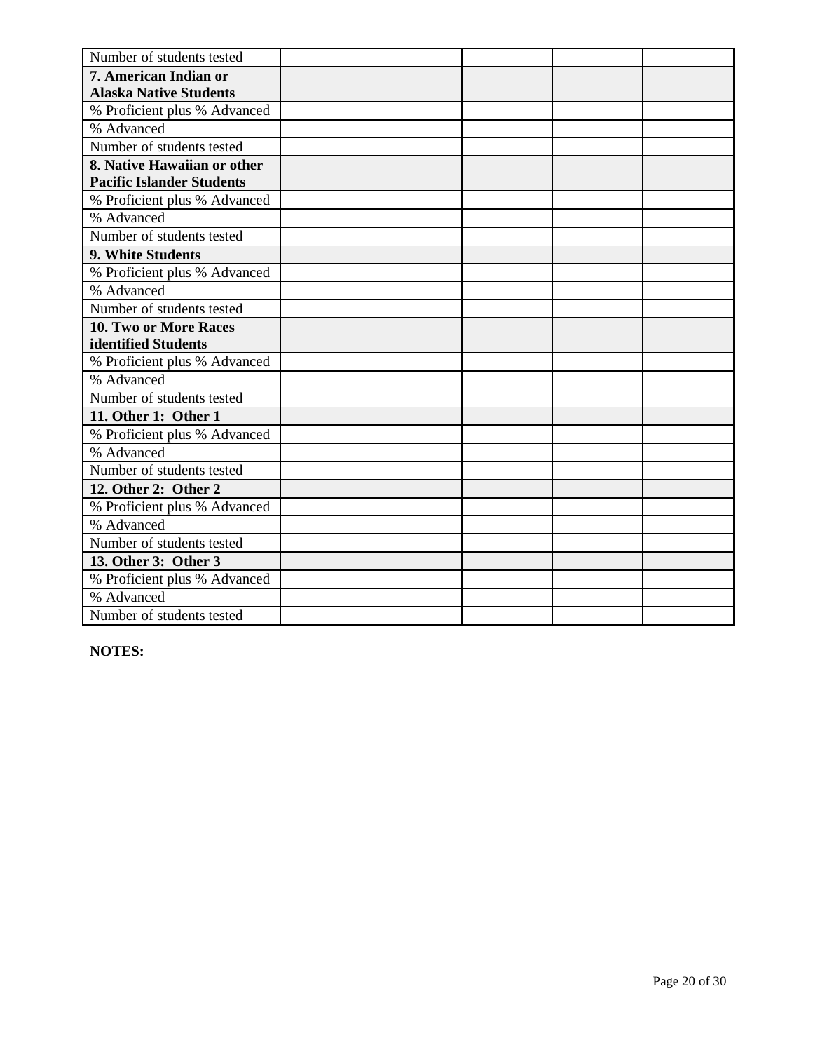| | | | | | |
|---|---|---|---|---|---|
| Number of students tested | | | | | |
| **7. American Indian or Alaska Native Students** | | | | | |
| % Proficient plus % Advanced | | | | | |
| % Advanced | | | | | |
| Number of students tested | | | | | |
| **8. Native Hawaiian or other Pacific Islander Students** | | | | | |
| % Proficient plus % Advanced | | | | | |
| % Advanced | | | | | |
| Number of students tested | | | | | |
| **9. White Students** | | | | | |
| % Proficient plus % Advanced | | | | | |
| % Advanced | | | | | |
| Number of students tested | | | | | |
| **10. Two or More Races identified Students** | | | | | |
| % Proficient plus % Advanced | | | | | |
| % Advanced | | | | | |
| Number of students tested | | | | | |
| **11. Other 1: Other 1** | | | | | |
| % Proficient plus % Advanced | | | | | |
| % Advanced | | | | | |
| Number of students tested | | | | | |
| **12. Other 2: Other 2** | | | | | |
| % Proficient plus % Advanced | | | | | |
| % Advanced | | | | | |
| Number of students tested | | | | | |
| **13. Other 3: Other 3** | | | | | |
| % Proficient plus % Advanced | | | | | |
| % Advanced | | | | | |
| Number of students tested | | | | | |

**NOTES:**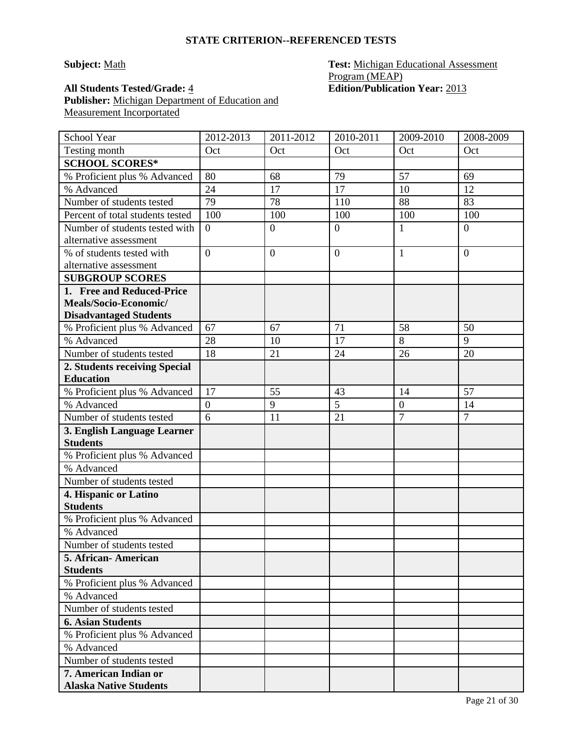### STATE CRITERION--REFERENCED TESTS

**Subject:** Math

**Test:** Michigan Educational Assessment Program (MEAP)

**All Students Tested/Grade:** 4

**Edition/Publication Year:** 2013

**Publisher:** Michigan Department of Education and Measurement Incorportated

| School Year | 2012-2013 | 2011-2012 | 2010-2011 | 2009-2010 | 2008-2009 |
|---|---|---|---|---|---|
| Testing month | Oct | Oct | Oct | Oct | Oct |
| **SCHOOL SCORES*** | | | | | |
| % Proficient plus % Advanced | 80 | 68 | 79 | 57 | 69 |
| % Advanced | 24 | 17 | 17 | 10 | 12 |
| Number of students tested | 79 | 78 | 110 | 88 | 83 |
| Percent of total students tested | 100 | 100 | 100 | 100 | 100 |
| Number of students tested with alternative assessment | 0 | 0 | 0 | 1 | 0 |
| % of students tested with alternative assessment | 0 | 0 | 0 | 1 | 0 |
| **SUBGROUP SCORES** | | | | | |
| **1. Free and Reduced-Price Meals/Socio-Economic/ Disadvantaged Students** | | | | | |
| % Proficient plus % Advanced | 67 | 67 | 71 | 58 | 50 |
| % Advanced | 28 | 10 | 17 | 8 | 9 |
| Number of students tested | 18 | 21 | 24 | 26 | 20 |
| **2. Students receiving Special Education** | | | | | |
| % Proficient plus % Advanced | 17 | 55 | 43 | 14 | 57 |
| % Advanced | 0 | 9 | 5 | 0 | 14 |
| Number of students tested | 6 | 11 | 21 | 7 | 7 |
| **3. English Language Learner Students** | | | | | |
| % Proficient plus % Advanced | | | | | |
| % Advanced | | | | | |
| Number of students tested | | | | | |
| **4. Hispanic or Latino Students** | | | | | |
| % Proficient plus % Advanced | | | | | |
| % Advanced | | | | | |
| Number of students tested | | | | | |
| **5. African- American Students** | | | | | |
| % Proficient plus % Advanced | | | | | |
| % Advanced | | | | | |
| Number of students tested | | | | | |
| **6. Asian Students** | | | | | |
| % Proficient plus % Advanced | | | | | |
| % Advanced | | | | | |
| Number of students tested | | | | | |
| **7. American Indian or Alaska Native Students** | | | | | |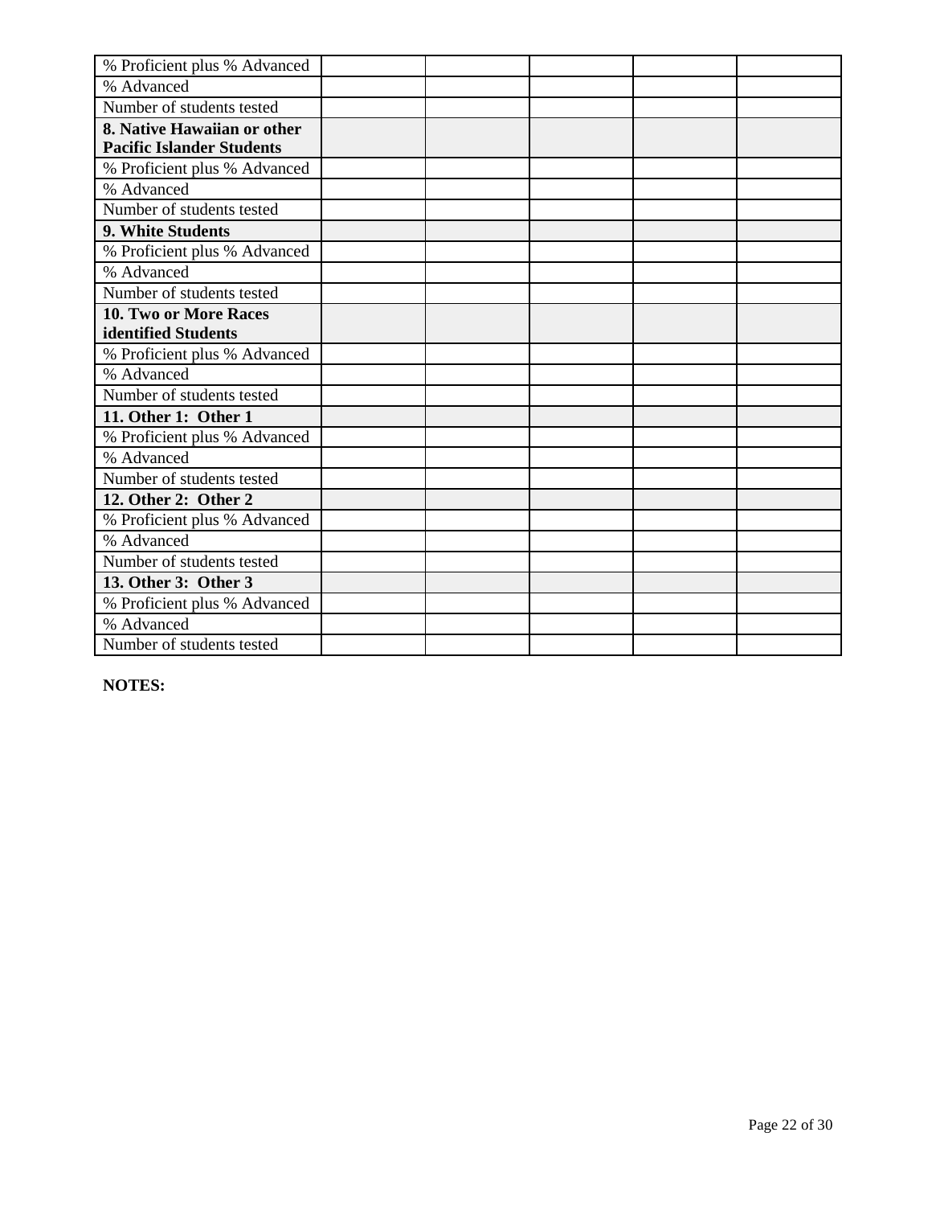| | | | | | |
|---|---|---|---|---|---|
| % Proficient plus % Advanced | | | | | |
| % Advanced | | | | | |
| Number of students tested | | | | | |
| **8. Native Hawaiian or other Pacific Islander Students** | | | | | |
| % Proficient plus % Advanced | | | | | |
| % Advanced | | | | | |
| Number of students tested | | | | | |
| **9. White Students** | | | | | |
| % Proficient plus % Advanced | | | | | |
| % Advanced | | | | | |
| Number of students tested | | | | | |
| **10. Two or More Races identified Students** | | | | | |
| % Proficient plus % Advanced | | | | | |
| % Advanced | | | | | |
| Number of students tested | | | | | |
| **11. Other 1: Other 1** | | | | | |
| % Proficient plus % Advanced | | | | | |
| % Advanced | | | | | |
| Number of students tested | | | | | |
| **12. Other 2: Other 2** | | | | | |
| % Proficient plus % Advanced | | | | | |
| % Advanced | | | | | |
| Number of students tested | | | | | |
| **13. Other 3: Other 3** | | | | | |
| % Proficient plus % Advanced | | | | | |
| % Advanced | | | | | |
| Number of students tested | | | | | |

**NOTES:**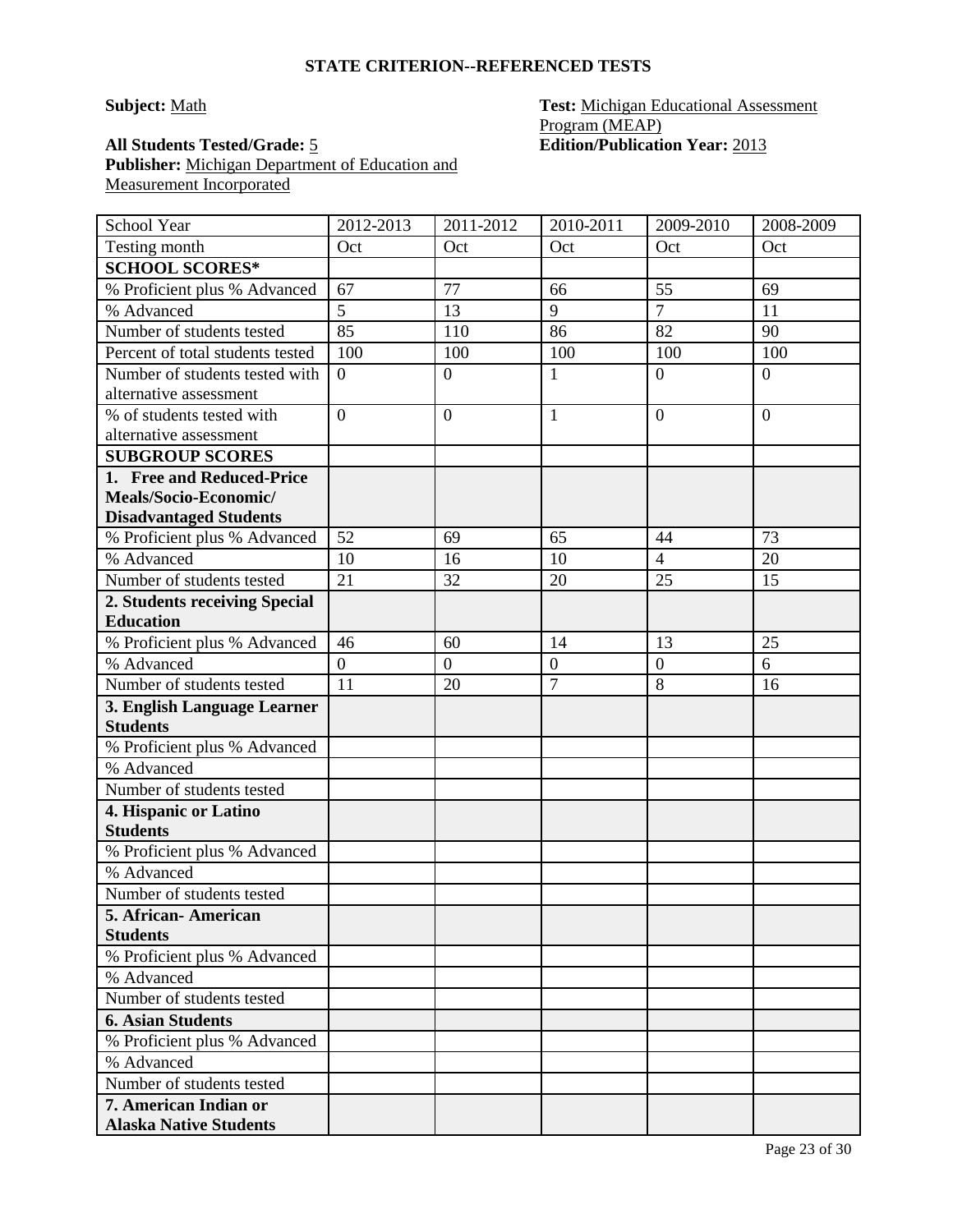## STATE CRITERION--REFERENCED TESTS

**Subject:** Math

**Test:** Michigan Educational Assessment Program (MEAP)

**All Students Tested/Grade:** 5

**Edition/Publication Year:** 2013

**Publisher:** Michigan Department of Education and Measurement Incorporated

| School Year | 2012-2013 | 2011-2012 | 2010-2011 | 2009-2010 | 2008-2009 |
|---|---|---|---|---|---|
| Testing month | Oct | Oct | Oct | Oct | Oct |
| **SCHOOL SCORES*** | | | | | |
| % Proficient plus % Advanced | 67 | 77 | 66 | 55 | 69 |
| % Advanced | 5 | 13 | 9 | 7 | 11 |
| Number of students tested | 85 | 110 | 86 | 82 | 90 |
| Percent of total students tested | 100 | 100 | 100 | 100 | 100 |
| Number of students tested with alternative assessment | 0 | 0 | 1 | 0 | 0 |
| % of students tested with alternative assessment | 0 | 0 | 1 | 0 | 0 |
| **SUBGROUP SCORES** | | | | | |
| **1. Free and Reduced-Price Meals/Socio-Economic/ Disadvantaged Students** | | | | | |
| % Proficient plus % Advanced | 52 | 69 | 65 | 44 | 73 |
| % Advanced | 10 | 16 | 10 | 4 | 20 |
| Number of students tested | 21 | 32 | 20 | 25 | 15 |
| **2. Students receiving Special Education** | | | | | |
| % Proficient plus % Advanced | 46 | 60 | 14 | 13 | 25 |
| % Advanced | 0 | 0 | 0 | 0 | 6 |
| Number of students tested | 11 | 20 | 7 | 8 | 16 |
| **3. English Language Learner Students** | | | | | |
| % Proficient plus % Advanced | | | | | |
| % Advanced | | | | | |
| Number of students tested | | | | | |
| **4. Hispanic or Latino Students** | | | | | |
| % Proficient plus % Advanced | | | | | |
| % Advanced | | | | | |
| Number of students tested | | | | | |
| **5. African- American Students** | | | | | |
| % Proficient plus % Advanced | | | | | |
| % Advanced | | | | | |
| Number of students tested | | | | | |
| **6. Asian Students** | | | | | |
| % Proficient plus % Advanced | | | | | |
| % Advanced | | | | | |
| Number of students tested | | | | | |
| **7. American Indian or Alaska Native Students** | | | | | |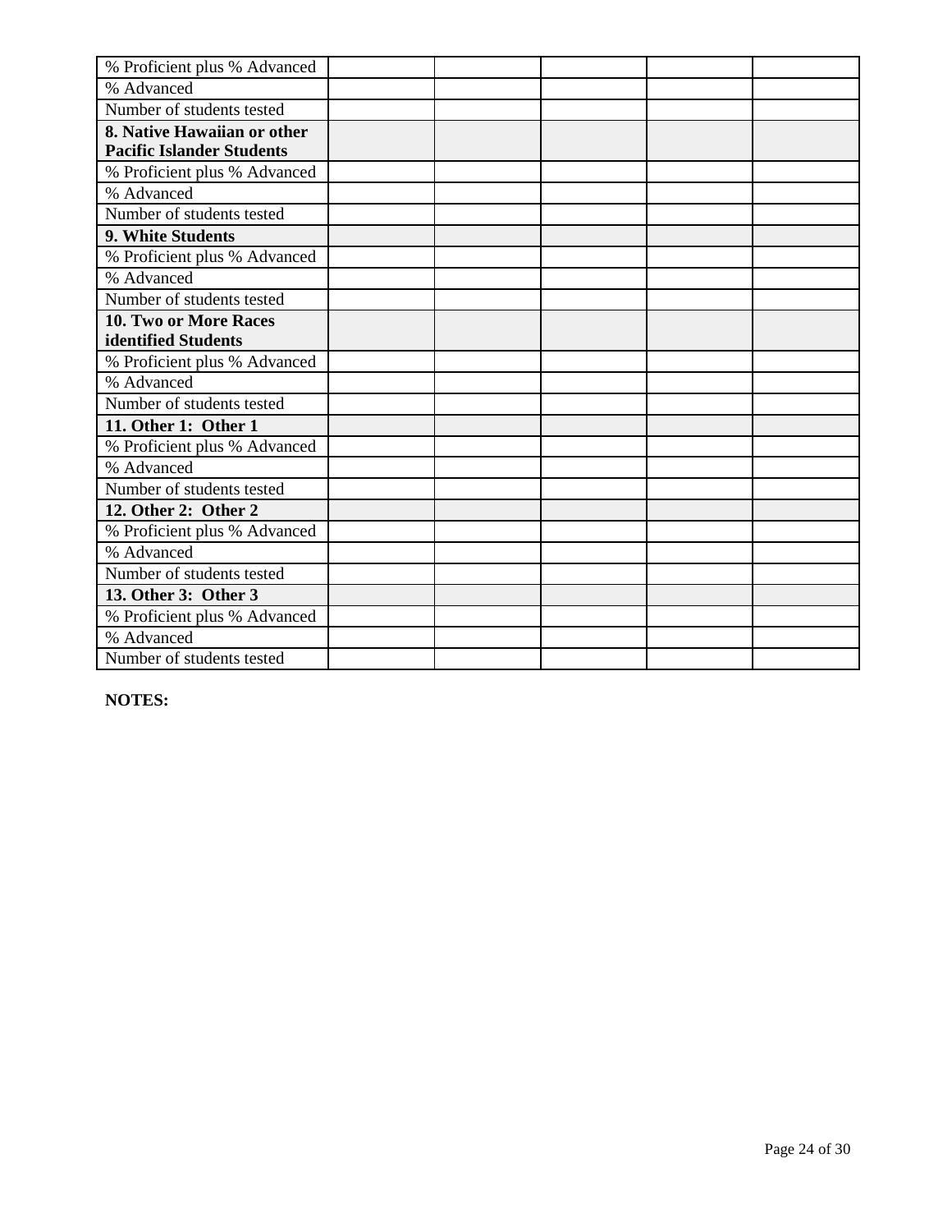| | | | | | |
|---|---|---|---|---|---|
| % Proficient plus % Advanced | | | | | |
| % Advanced | | | | | |
| Number of students tested | | | | | |
| **8. Native Hawaiian or other Pacific Islander Students** | | | | | |
| % Proficient plus % Advanced | | | | | |
| % Advanced | | | | | |
| Number of students tested | | | | | |
| **9. White Students** | | | | | |
| % Proficient plus % Advanced | | | | | |
| % Advanced | | | | | |
| Number of students tested | | | | | |
| **10. Two or More Races identified Students** | | | | | |
| % Proficient plus % Advanced | | | | | |
| % Advanced | | | | | |
| Number of students tested | | | | | |
| **11. Other 1: Other 1** | | | | | |
| % Proficient plus % Advanced | | | | | |
| % Advanced | | | | | |
| Number of students tested | | | | | |
| **12. Other 2: Other 2** | | | | | |
| % Proficient plus % Advanced | | | | | |
| % Advanced | | | | | |
| Number of students tested | | | | | |
| **13. Other 3: Other 3** | | | | | |
| % Proficient plus % Advanced | | | | | |
| % Advanced | | | | | |
| Number of students tested | | | | | |

**NOTES:**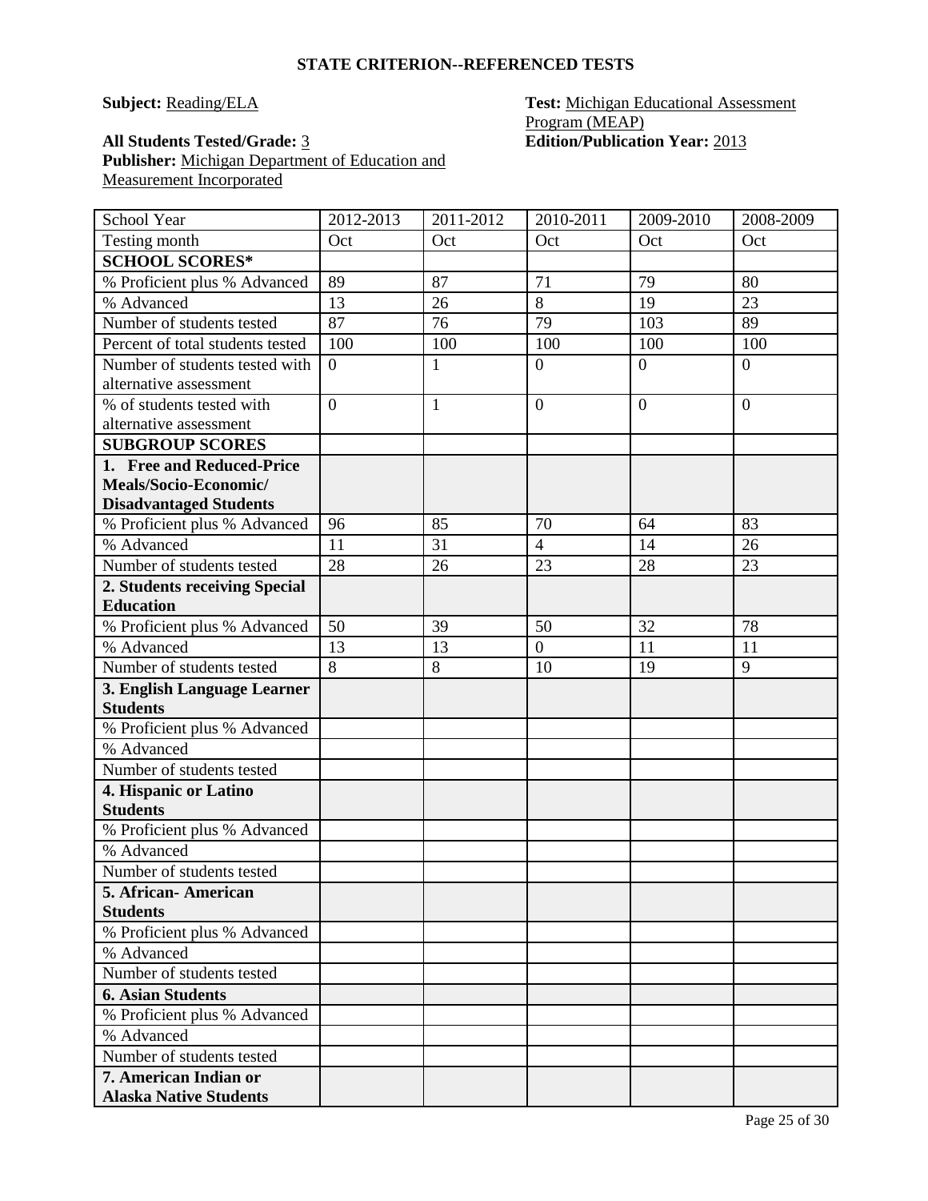## STATE CRITERION--REFERENCED TESTS

**Subject:** Reading/ELA

**Test:** Michigan Educational Assessment Program (MEAP)

**All Students Tested/Grade:** 3

**Edition/Publication Year:** 2013

**Publisher:** Michigan Department of Education and Measurement Incorporated

| School Year | 2012-2013 | 2011-2012 | 2010-2011 | 2009-2010 | 2008-2009 |
|---|---|---|---|---|---|
| Testing month | Oct | Oct | Oct | Oct | Oct |
| **SCHOOL SCORES*** | | | | | |
| % Proficient plus % Advanced | 89 | 87 | 71 | 79 | 80 |
| % Advanced | 13 | 26 | 8 | 19 | 23 |
| Number of students tested | 87 | 76 | 79 | 103 | 89 |
| Percent of total students tested | 100 | 100 | 100 | 100 | 100 |
| Number of students tested with alternative assessment | 0 | 1 | 0 | 0 | 0 |
| % of students tested with alternative assessment | 0 | 1 | 0 | 0 | 0 |
| **SUBGROUP SCORES** | | | | | |
| **1. Free and Reduced-Price Meals/Socio-Economic/ Disadvantaged Students** | | | | | |
| % Proficient plus % Advanced | 96 | 85 | 70 | 64 | 83 |
| % Advanced | 11 | 31 | 4 | 14 | 26 |
| Number of students tested | 28 | 26 | 23 | 28 | 23 |
| **2. Students receiving Special Education** | | | | | |
| % Proficient plus % Advanced | 50 | 39 | 50 | 32 | 78 |
| % Advanced | 13 | 13 | 0 | 11 | 11 |
| Number of students tested | 8 | 8 | 10 | 19 | 9 |
| **3. English Language Learner Students** | | | | | |
| % Proficient plus % Advanced | | | | | |
| % Advanced | | | | | |
| Number of students tested | | | | | |
| **4. Hispanic or Latino Students** | | | | | |
| % Proficient plus % Advanced | | | | | |
| % Advanced | | | | | |
| Number of students tested | | | | | |
| **5. African- American Students** | | | | | |
| % Proficient plus % Advanced | | | | | |
| % Advanced | | | | | |
| Number of students tested | | | | | |
| **6. Asian Students** | | | | | |
| % Proficient plus % Advanced | | | | | |
| % Advanced | | | | | |
| Number of students tested | | | | | |
| **7. American Indian or Alaska Native Students** | | | | | |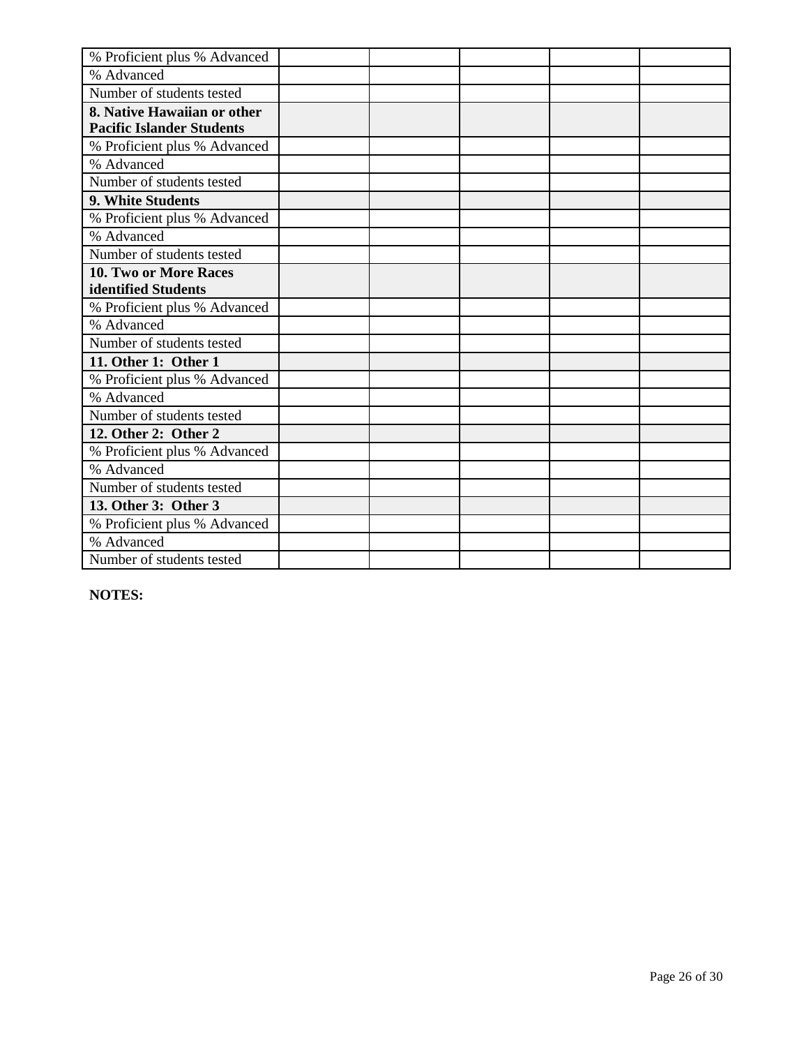| % Proficient plus % Advanced | | | | | |
|---|---|---|---|---|---|
| % Advanced | | | | | |
| Number of students tested | | | | | |
| **8. Native Hawaiian or other Pacific Islander Students** | | | | | |
| % Proficient plus % Advanced | | | | | |
| % Advanced | | | | | |
| Number of students tested | | | | | |
| **9. White Students** | | | | | |
| % Proficient plus % Advanced | | | | | |
| % Advanced | | | | | |
| Number of students tested | | | | | |
| **10. Two or More Races identified Students** | | | | | |
| % Proficient plus % Advanced | | | | | |
| % Advanced | | | | | |
| Number of students tested | | | | | |
| **11. Other 1: Other 1** | | | | | |
| % Proficient plus % Advanced | | | | | |
| % Advanced | | | | | |
| Number of students tested | | | | | |
| **12. Other 2: Other 2** | | | | | |
| % Proficient plus % Advanced | | | | | |
| % Advanced | | | | | |
| Number of students tested | | | | | |
| **13. Other 3: Other 3** | | | | | |
| % Proficient plus % Advanced | | | | | |
| % Advanced | | | | | |
| Number of students tested | | | | | |

**NOTES:**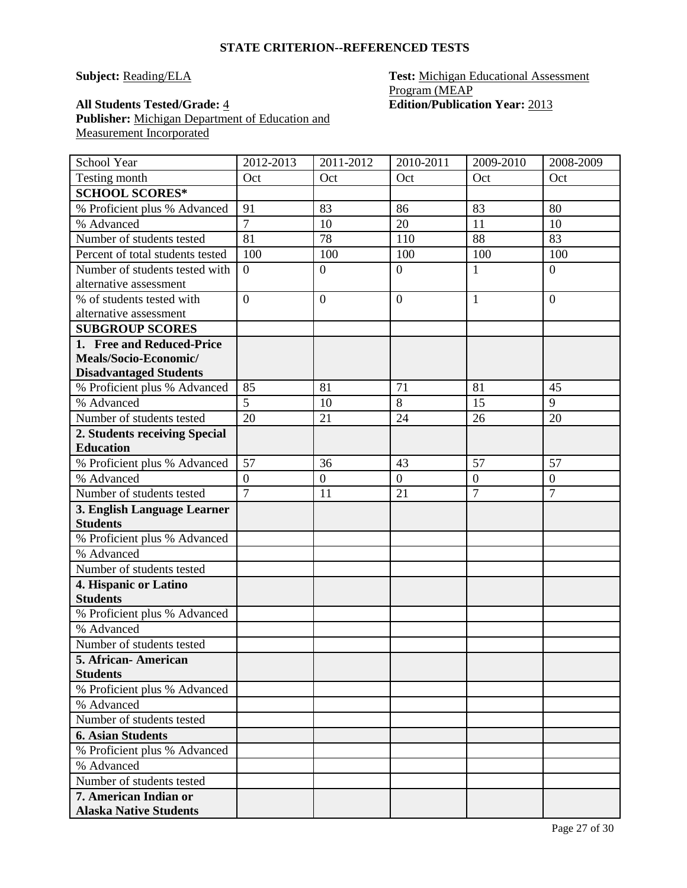**STATE CRITERION--REFERENCED TESTS**

**Subject:** Reading/ELA

**Test:** Michigan Educational Assessment Program (MEAP

**All Students Tested/Grade:** 4

**Edition/Publication Year:** 2013

**Publisher:** Michigan Department of Education and Measurement Incorporated

| School Year | 2012-2013 | 2011-2012 | 2010-2011 | 2009-2010 | 2008-2009 |
|---|---|---|---|---|---|
| Testing month | Oct | Oct | Oct | Oct | Oct |
| **SCHOOL SCORES*** | | | | | |
| % Proficient plus % Advanced | 91 | 83 | 86 | 83 | 80 |
| % Advanced | 7 | 10 | 20 | 11 | 10 |
| Number of students tested | 81 | 78 | 110 | 88 | 83 |
| Percent of total students tested | 100 | 100 | 100 | 100 | 100 |
| Number of students tested with alternative assessment | 0 | 0 | 0 | 1 | 0 |
| % of students tested with alternative assessment | 0 | 0 | 0 | 1 | 0 |
| **SUBGROUP SCORES** | | | | | |
| **1. Free and Reduced-Price Meals/Socio-Economic/ Disadvantaged Students** | | | | | |
| % Proficient plus % Advanced | 85 | 81 | 71 | 81 | 45 |
| % Advanced | 5 | 10 | 8 | 15 | 9 |
| Number of students tested | 20 | 21 | 24 | 26 | 20 |
| **2. Students receiving Special Education** | | | | | |
| % Proficient plus % Advanced | 57 | 36 | 43 | 57 | 57 |
| % Advanced | 0 | 0 | 0 | 0 | 0 |
| Number of students tested | 7 | 11 | 21 | 7 | 7 |
| **3. English Language Learner Students** | | | | | |
| % Proficient plus % Advanced | | | | | |
| % Advanced | | | | | |
| Number of students tested | | | | | |
| **4. Hispanic or Latino Students** | | | | | |
| % Proficient plus % Advanced | | | | | |
| % Advanced | | | | | |
| Number of students tested | | | | | |
| **5. African- American Students** | | | | | |
| % Proficient plus % Advanced | | | | | |
| % Advanced | | | | | |
| Number of students tested | | | | | |
| **6. Asian Students** | | | | | |
| % Proficient plus % Advanced | | | | | |
| % Advanced | | | | | |
| Number of students tested | | | | | |
| **7. American Indian or Alaska Native Students** | | | | | |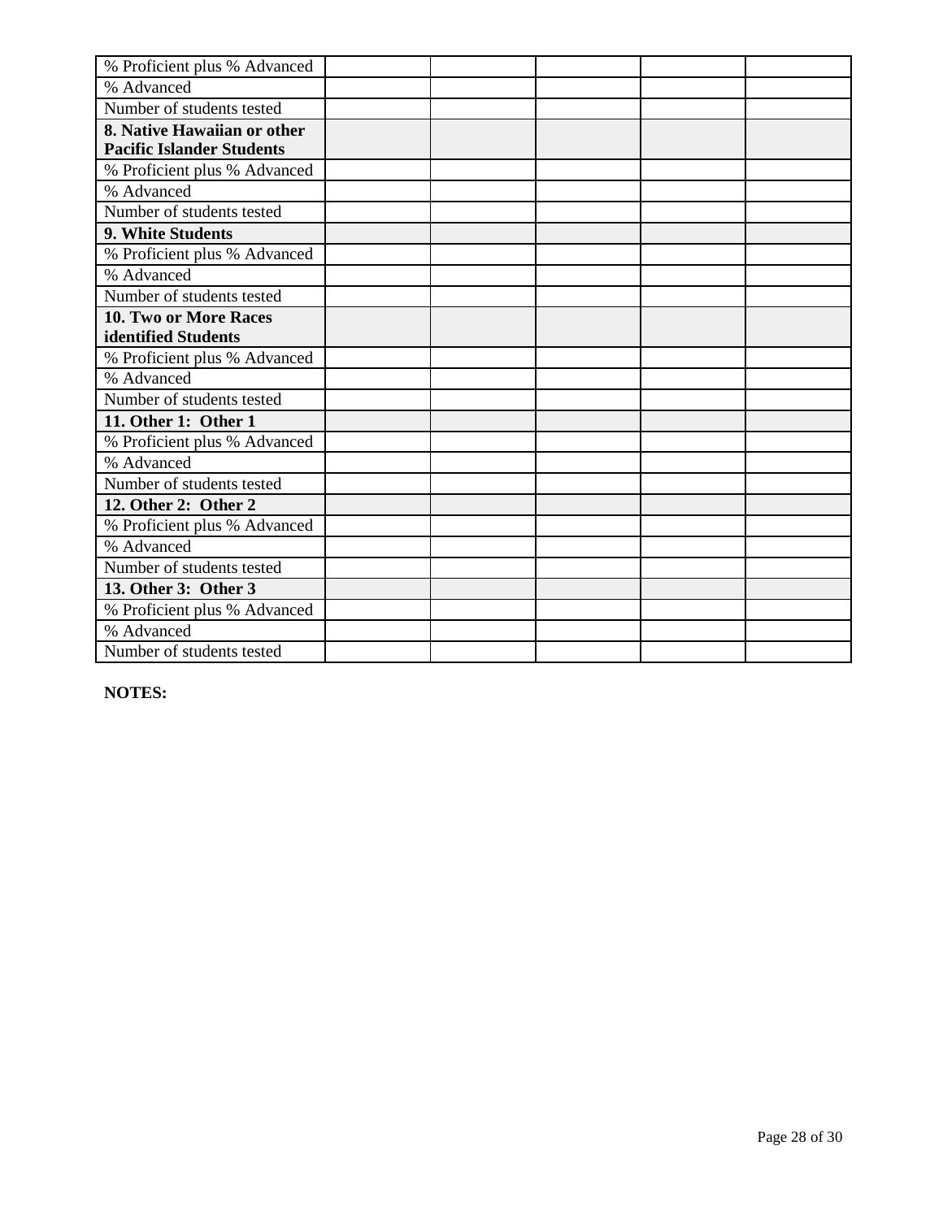| | | | | | |
|---|---|---|---|---|---|
| % Proficient plus % Advanced | | | | | |
| % Advanced | | | | | |
| Number of students tested | | | | | |
| **8. Native Hawaiian or other Pacific Islander Students** | | | | | |
| % Proficient plus % Advanced | | | | | |
| % Advanced | | | | | |
| Number of students tested | | | | | |
| **9. White Students** | | | | | |
| % Proficient plus % Advanced | | | | | |
| % Advanced | | | | | |
| Number of students tested | | | | | |
| **10. Two or More Races identified Students** | | | | | |
| % Proficient plus % Advanced | | | | | |
| % Advanced | | | | | |
| Number of students tested | | | | | |
| **11. Other 1: Other 1** | | | | | |
| % Proficient plus % Advanced | | | | | |
| % Advanced | | | | | |
| Number of students tested | | | | | |
| **12. Other 2: Other 2** | | | | | |
| % Proficient plus % Advanced | | | | | |
| % Advanced | | | | | |
| Number of students tested | | | | | |
| **13. Other 3: Other 3** | | | | | |
| % Proficient plus % Advanced | | | | | |
| % Advanced | | | | | |
| Number of students tested | | | | | |

**NOTES:**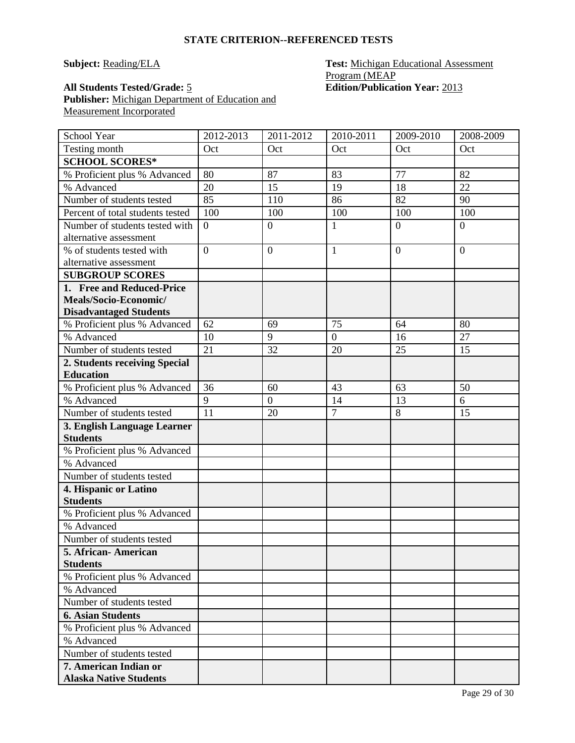## STATE CRITERION--REFERENCED TESTS

**Subject:** Reading/ELA

**Test:** Michigan Educational Assessment Program (MEAP

**All Students Tested/Grade:** 5

**Edition/Publication Year:** 2013

**Publisher:** Michigan Department of Education and Measurement Incorporated

| School Year | 2012-2013 | 2011-2012 | 2010-2011 | 2009-2010 | 2008-2009 |
|---|---|---|---|---|---|
| Testing month | Oct | Oct | Oct | Oct | Oct |
| **SCHOOL SCORES*** | | | | | |
| % Proficient plus % Advanced | 80 | 87 | 83 | 77 | 82 |
| % Advanced | 20 | 15 | 19 | 18 | 22 |
| Number of students tested | 85 | 110 | 86 | 82 | 90 |
| Percent of total students tested | 100 | 100 | 100 | 100 | 100 |
| Number of students tested with alternative assessment | 0 | 0 | 1 | 0 | 0 |
| % of students tested with alternative assessment | 0 | 0 | 1 | 0 | 0 |
| **SUBGROUP SCORES** | | | | | |
| **1. Free and Reduced-Price Meals/Socio-Economic/ Disadvantaged Students** | | | | | |
| % Proficient plus % Advanced | 62 | 69 | 75 | 64 | 80 |
| % Advanced | 10 | 9 | 0 | 16 | 27 |
| Number of students tested | 21 | 32 | 20 | 25 | 15 |
| **2. Students receiving Special Education** | | | | | |
| % Proficient plus % Advanced | 36 | 60 | 43 | 63 | 50 |
| % Advanced | 9 | 0 | 14 | 13 | 6 |
| Number of students tested | 11 | 20 | 7 | 8 | 15 |
| **3. English Language Learner Students** | | | | | |
| % Proficient plus % Advanced | | | | | |
| % Advanced | | | | | |
| Number of students tested | | | | | |
| **4. Hispanic or Latino Students** | | | | | |
| % Proficient plus % Advanced | | | | | |
| % Advanced | | | | | |
| Number of students tested | | | | | |
| **5. African- American Students** | | | | | |
| % Proficient plus % Advanced | | | | | |
| % Advanced | | | | | |
| Number of students tested | | | | | |
| **6. Asian Students** | | | | | |
| % Proficient plus % Advanced | | | | | |
| % Advanced | | | | | |
| Number of students tested | | | | | |
| **7. American Indian or Alaska Native Students** | | | | | |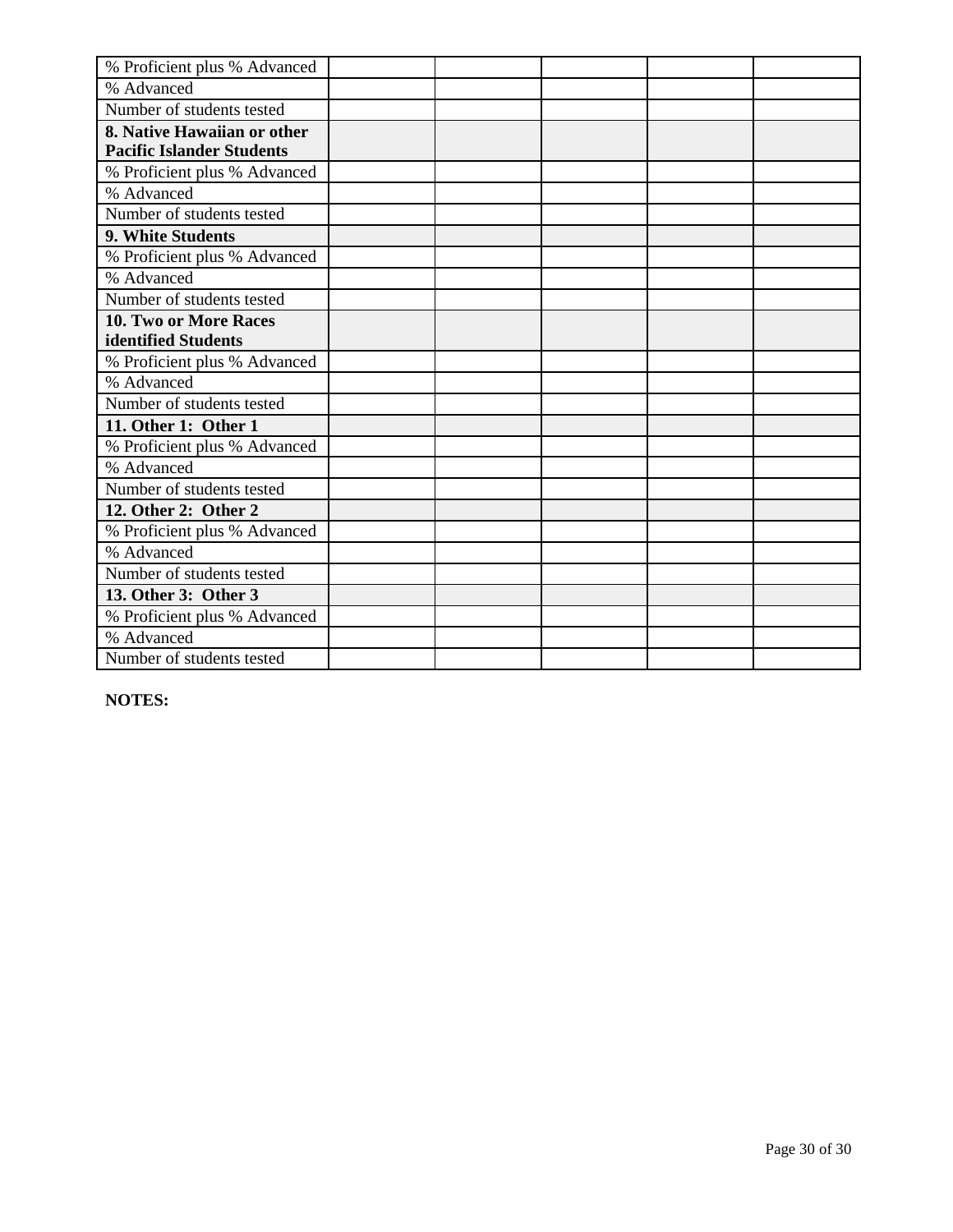| | | | | | |
|---|---|---|---|---|---|
| % Proficient plus % Advanced | | | | | |
| % Advanced | | | | | |
| Number of students tested | | | | | |
| **8. Native Hawaiian or other Pacific Islander Students** | | | | | |
| % Proficient plus % Advanced | | | | | |
| % Advanced | | | | | |
| Number of students tested | | | | | |
| **9. White Students** | | | | | |
| % Proficient plus % Advanced | | | | | |
| % Advanced | | | | | |
| Number of students tested | | | | | |
| **10. Two or More Races identified Students** | | | | | |
| % Proficient plus % Advanced | | | | | |
| % Advanced | | | | | |
| Number of students tested | | | | | |
| **11. Other 1: Other 1** | | | | | |
| % Proficient plus % Advanced | | | | | |
| % Advanced | | | | | |
| Number of students tested | | | | | |
| **12. Other 2: Other 2** | | | | | |
| % Proficient plus % Advanced | | | | | |
| % Advanced | | | | | |
| Number of students tested | | | | | |
| **13. Other 3: Other 3** | | | | | |
| % Proficient plus % Advanced | | | | | |
| % Advanced | | | | | |
| Number of students tested | | | | | |

**NOTES:**